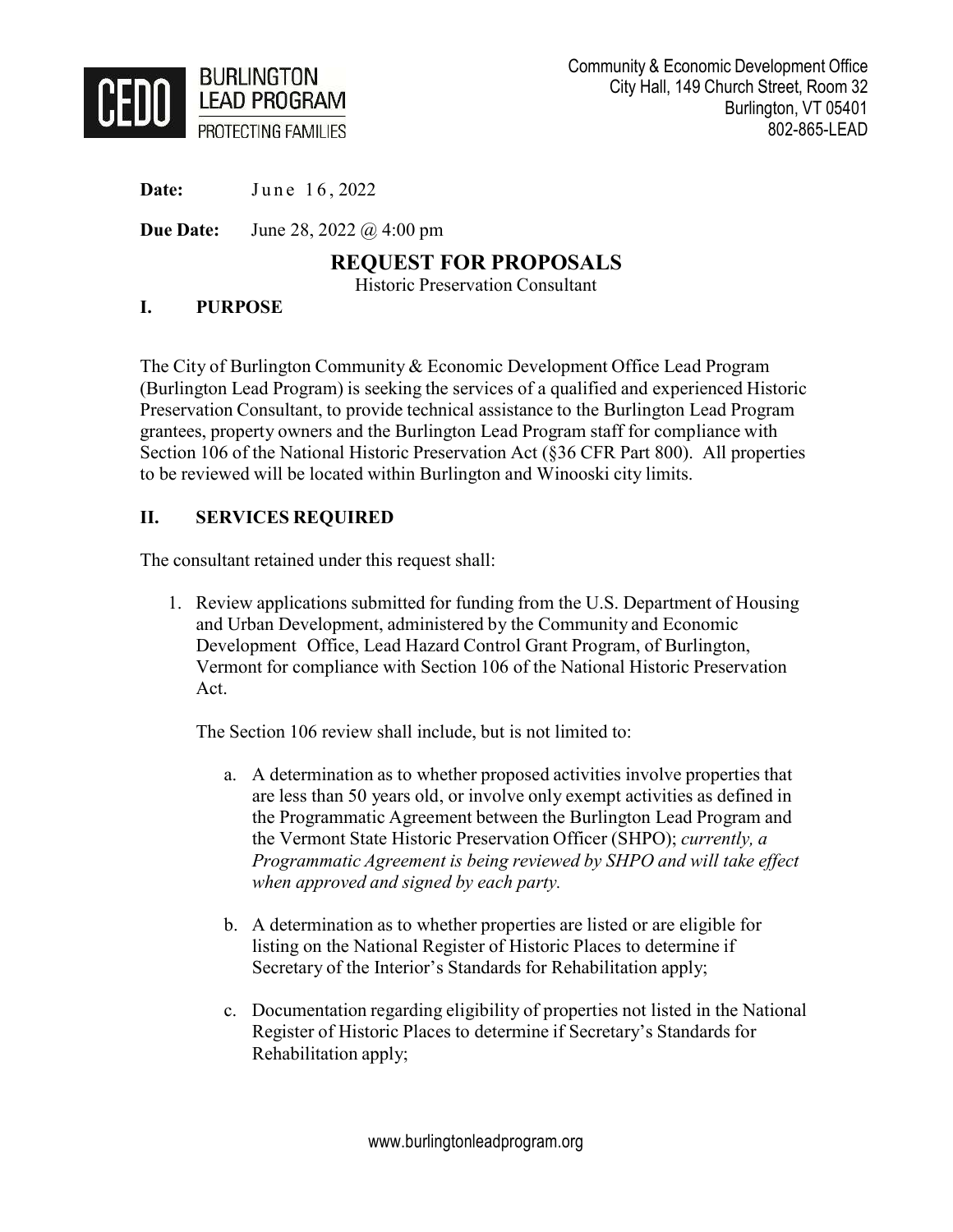CEDO BURLINGTON LEAD PROGRAM PROTECTING FAMILIES

Community & Economic Development Office
City Hall, 149 Church Street, Room 32
Burlington, VT 05401
802-865-LEAD

**Date:** June 16, 2022

**Due Date:** June 28, 2022 @ 4:00 pm

# REQUEST FOR PROPOSALS

Historic Preservation Consultant

## I. PURPOSE

The City of Burlington Community & Economic Development Office Lead Program (Burlington Lead Program) is seeking the services of a qualified and experienced Historic Preservation Consultant, to provide technical assistance to the Burlington Lead Program grantees, property owners and the Burlington Lead Program staff for compliance with Section 106 of the National Historic Preservation Act (§36 CFR Part 800). All properties to be reviewed will be located within Burlington and Winooski city limits.

## II. SERVICES REQUIRED

The consultant retained under this request shall:

1. Review applications submitted for funding from the U.S. Department of Housing and Urban Development, administered by the Community and Economic Development Office, Lead Hazard Control Grant Program, of Burlington, Vermont for compliance with Section 106 of the National Historic Preservation Act.

   The Section 106 review shall include, but is not limited to:

   a. A determination as to whether proposed activities involve properties that are less than 50 years old, or involve only exempt activities as defined in the Programmatic Agreement between the Burlington Lead Program and the Vermont State Historic Preservation Officer (SHPO); *currently, a Programmatic Agreement is being reviewed by SHPO and will take effect when approved and signed by each party.*

   b. A determination as to whether properties are listed or are eligible for listing on the National Register of Historic Places to determine if Secretary of the Interior's Standards for Rehabilitation apply;

   c. Documentation regarding eligibility of properties not listed in the National Register of Historic Places to determine if Secretary's Standards for Rehabilitation apply;

www.burlingtonleadprogram.org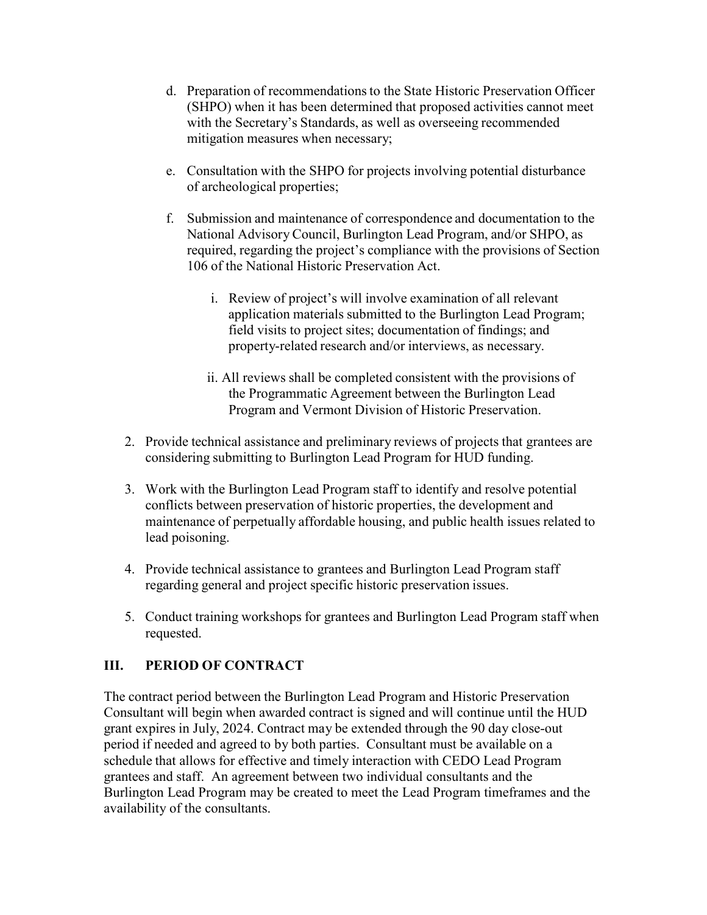d. Preparation of recommendations to the State Historic Preservation Officer (SHPO) when it has been determined that proposed activities cannot meet with the Secretary's Standards, as well as overseeing recommended mitigation measures when necessary;

e. Consultation with the SHPO for projects involving potential disturbance of archeological properties;

f. Submission and maintenance of correspondence and documentation to the National Advisory Council, Burlington Lead Program, and/or SHPO, as required, regarding the project's compliance with the provisions of Section 106 of the National Historic Preservation Act.

   i. Review of project's will involve examination of all relevant application materials submitted to the Burlington Lead Program; field visits to project sites; documentation of findings; and property-related research and/or interviews, as necessary.

   ii. All reviews shall be completed consistent with the provisions of the Programmatic Agreement between the Burlington Lead Program and Vermont Division of Historic Preservation.

2. Provide technical assistance and preliminary reviews of projects that grantees are considering submitting to Burlington Lead Program for HUD funding.

3. Work with the Burlington Lead Program staff to identify and resolve potential conflicts between preservation of historic properties, the development and maintenance of perpetually affordable housing, and public health issues related to lead poisoning.

4. Provide technical assistance to grantees and Burlington Lead Program staff regarding general and project specific historic preservation issues.

5. Conduct training workshops for grantees and Burlington Lead Program staff when requested.

## III. PERIOD OF CONTRACT

The contract period between the Burlington Lead Program and Historic Preservation Consultant will begin when awarded contract is signed and will continue until the HUD grant expires in July, 2024. Contract may be extended through the 90 day close-out period if needed and agreed to by both parties. Consultant must be available on a schedule that allows for effective and timely interaction with CEDO Lead Program grantees and staff. An agreement between two individual consultants and the Burlington Lead Program may be created to meet the Lead Program timeframes and the availability of the consultants.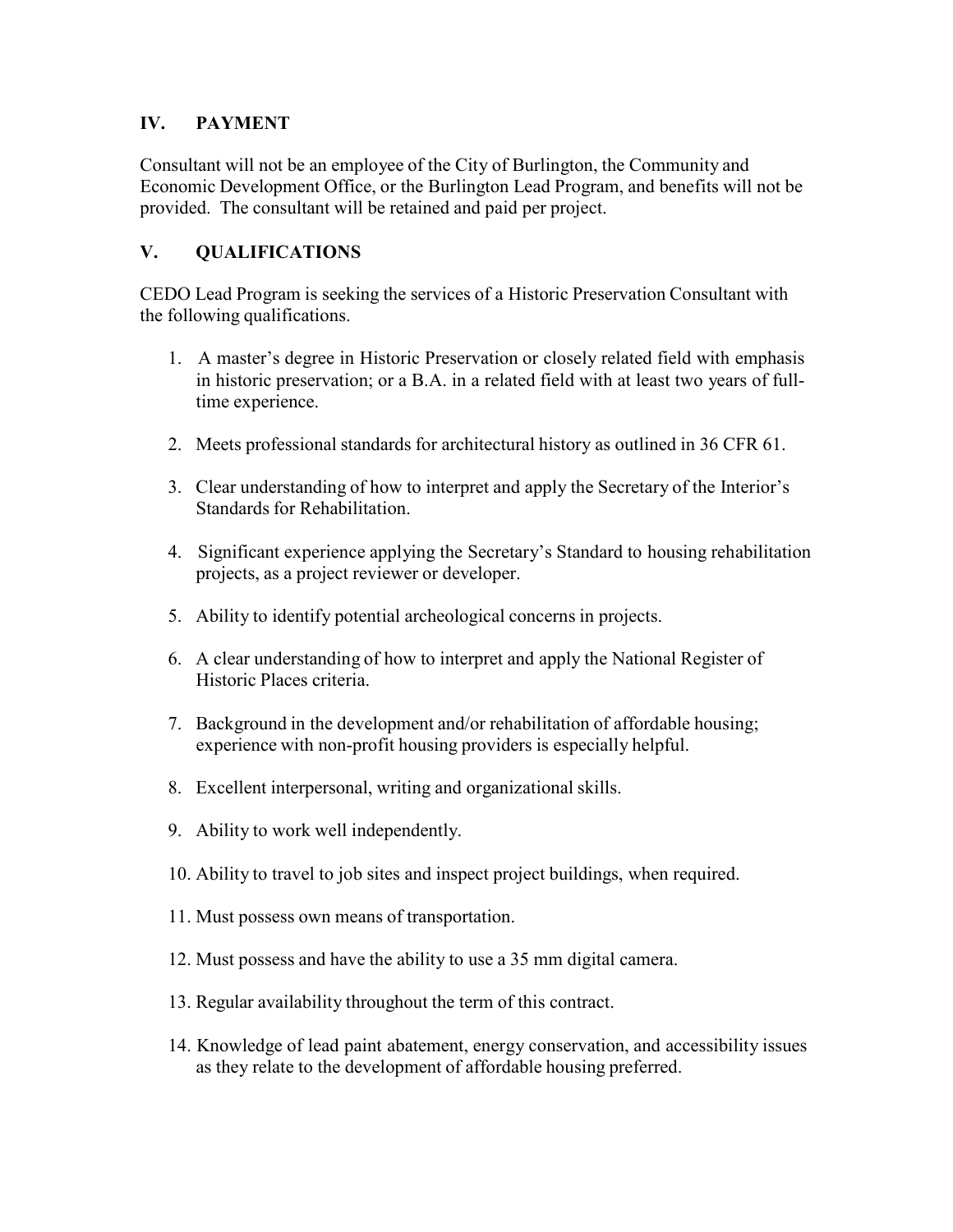## IV. PAYMENT

Consultant will not be an employee of the City of Burlington, the Community and Economic Development Office, or the Burlington Lead Program, and benefits will not be provided. The consultant will be retained and paid per project.

## V. QUALIFICATIONS

CEDO Lead Program is seeking the services of a Historic Preservation Consultant with the following qualifications.

1. A master's degree in Historic Preservation or closely related field with emphasis in historic preservation; or a B.A. in a related field with at least two years of full-time experience.
2. Meets professional standards for architectural history as outlined in 36 CFR 61.
3. Clear understanding of how to interpret and apply the Secretary of the Interior's Standards for Rehabilitation.
4. Significant experience applying the Secretary's Standard to housing rehabilitation projects, as a project reviewer or developer.
5. Ability to identify potential archeological concerns in projects.
6. A clear understanding of how to interpret and apply the National Register of Historic Places criteria.
7. Background in the development and/or rehabilitation of affordable housing; experience with non-profit housing providers is especially helpful.
8. Excellent interpersonal, writing and organizational skills.
9. Ability to work well independently.
10. Ability to travel to job sites and inspect project buildings, when required.
11. Must possess own means of transportation.
12. Must possess and have the ability to use a 35 mm digital camera.
13. Regular availability throughout the term of this contract.
14. Knowledge of lead paint abatement, energy conservation, and accessibility issues as they relate to the development of affordable housing preferred.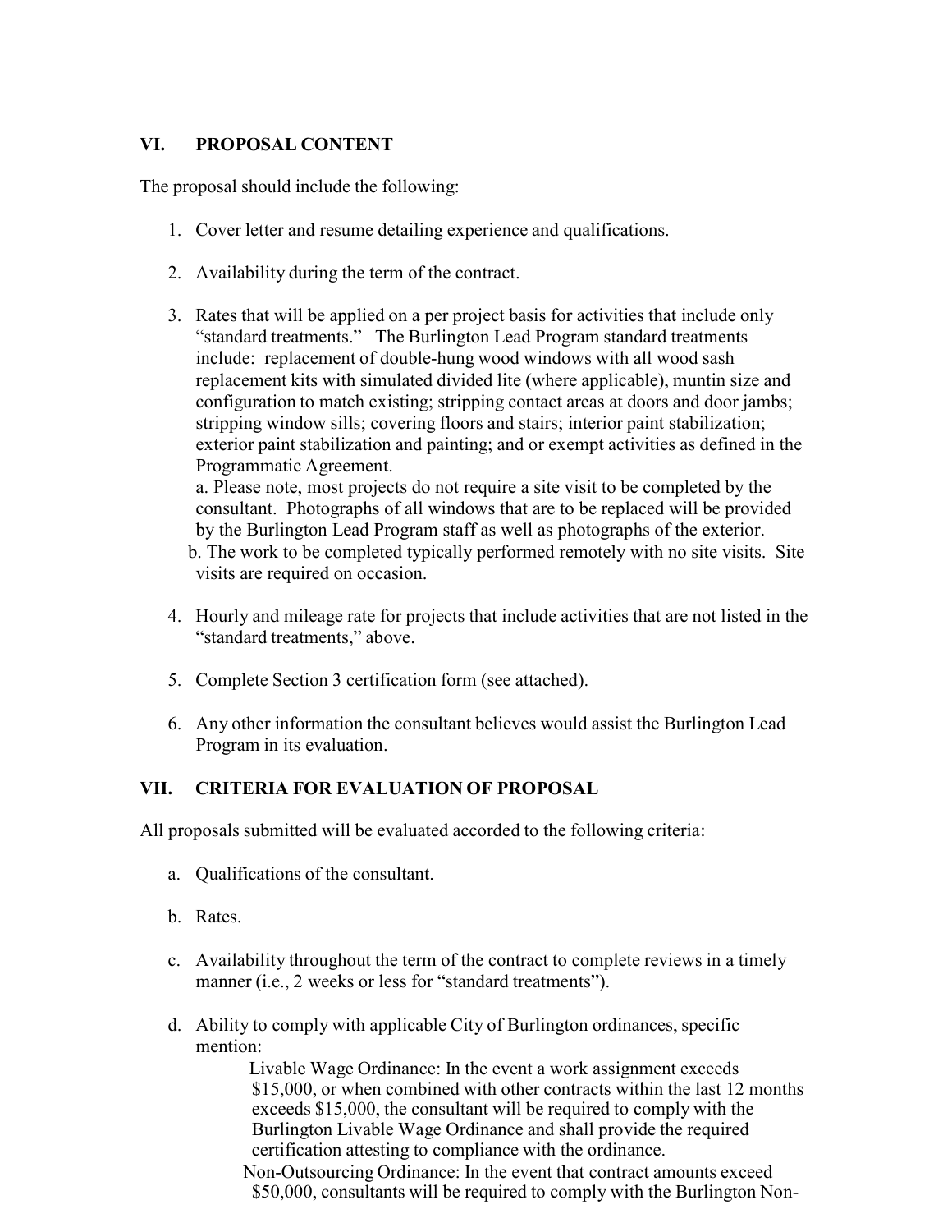## VI. PROPOSAL CONTENT

The proposal should include the following:

1. Cover letter and resume detailing experience and qualifications.

2. Availability during the term of the contract.

3. Rates that will be applied on a per project basis for activities that include only "standard treatments." The Burlington Lead Program standard treatments include: replacement of double-hung wood windows with all wood sash replacement kits with simulated divided lite (where applicable), muntin size and configuration to match existing; stripping contact areas at doors and door jambs; stripping window sills; covering floors and stairs; interior paint stabilization; exterior paint stabilization and painting; and or exempt activities as defined in the Programmatic Agreement.
   a. Please note, most projects do not require a site visit to be completed by the consultant. Photographs of all windows that are to be replaced will be provided by the Burlington Lead Program staff as well as photographs of the exterior.
   b. The work to be completed typically performed remotely with no site visits. Site visits are required on occasion.

4. Hourly and mileage rate for projects that include activities that are not listed in the "standard treatments," above.

5. Complete Section 3 certification form (see attached).

6. Any other information the consultant believes would assist the Burlington Lead Program in its evaluation.

## VII. CRITERIA FOR EVALUATION OF PROPOSAL

All proposals submitted will be evaluated accorded to the following criteria:

a. Qualifications of the consultant.

b. Rates.

c. Availability throughout the term of the contract to complete reviews in a timely manner (i.e., 2 weeks or less for "standard treatments").

d. Ability to comply with applicable City of Burlington ordinances, specific mention:

   Livable Wage Ordinance: In the event a work assignment exceeds $15,000, or when combined with other contracts within the last 12 months exceeds $15,000, the consultant will be required to comply with the Burlington Livable Wage Ordinance and shall provide the required certification attesting to compliance with the ordinance.

   Non-Outsourcing Ordinance: In the event that contract amounts exceed $50,000, consultants will be required to comply with the Burlington Non-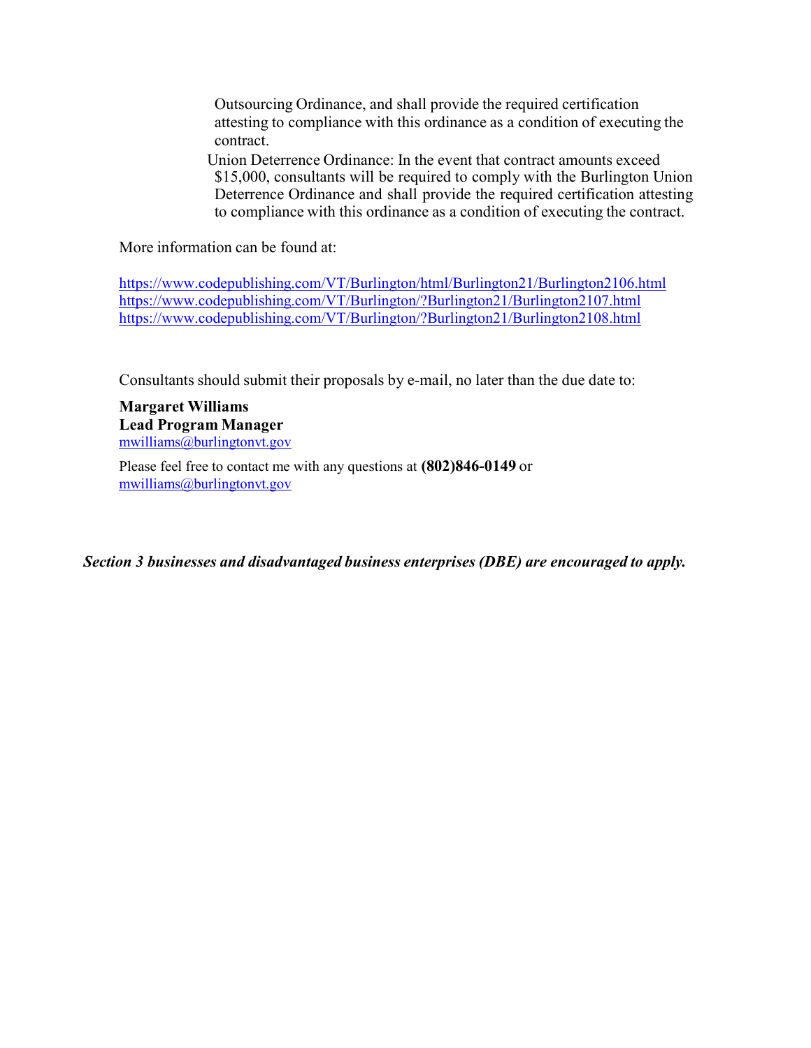Outsourcing Ordinance, and shall provide the required certification attesting to compliance with this ordinance as a condition of executing the contract.

Union Deterrence Ordinance: In the event that contract amounts exceed $15,000, consultants will be required to comply with the Burlington Union Deterrence Ordinance and shall provide the required certification attesting to compliance with this ordinance as a condition of executing the contract.

More information can be found at:

https://www.codepublishing.com/VT/Burlington/html/Burlington21/Burlington2106.html
https://www.codepublishing.com/VT/Burlington/?Burlington21/Burlington2107.html
https://www.codepublishing.com/VT/Burlington/?Burlington21/Burlington2108.html

Consultants should submit their proposals by e-mail, no later than the due date to:

**Margaret Williams**
**Lead Program Manager**
mwilliams@burlingtonvt.gov

Please feel free to contact me with any questions at **(802)846-0149** or mwilliams@burlingtonvt.gov

***Section 3 businesses and disadvantaged business enterprises (DBE) are encouraged to apply.***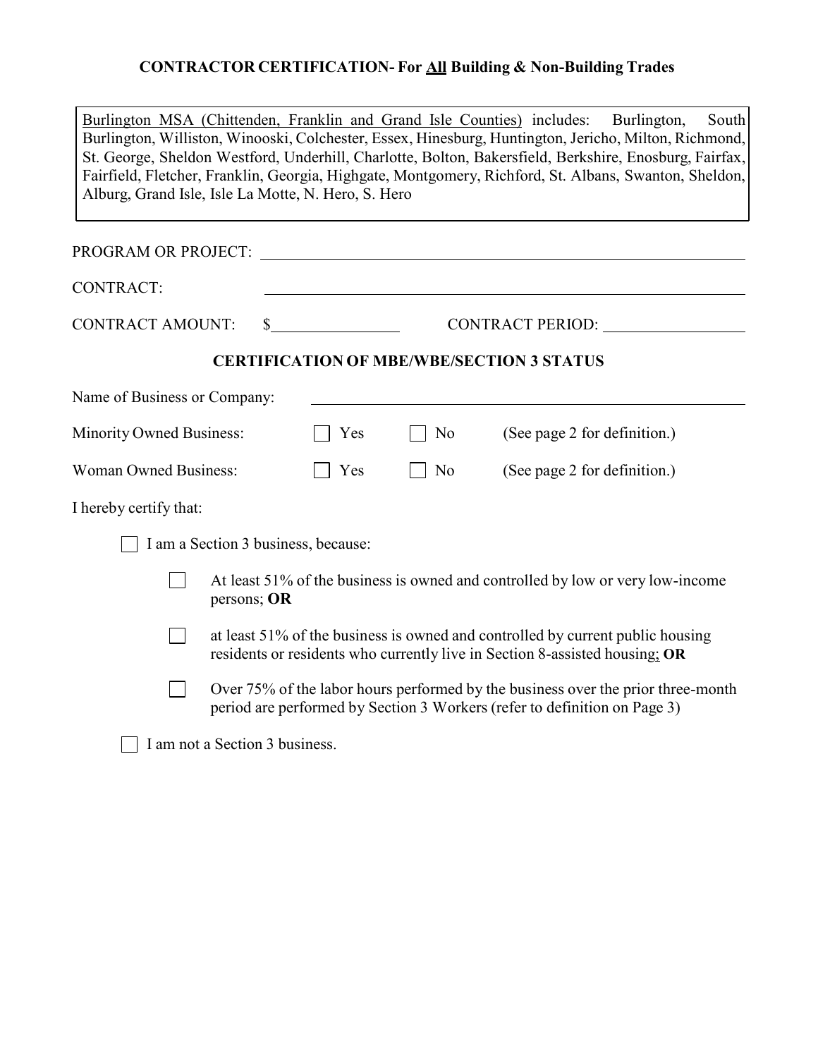## CONTRACTOR CERTIFICATION- For All Building & Non-Building Trades

Burlington MSA (Chittenden, Franklin and Grand Isle Counties) includes: Burlington, South Burlington, Williston, Winooski, Colchester, Essex, Hinesburg, Huntington, Jericho, Milton, Richmond, St. George, Sheldon Westford, Underhill, Charlotte, Bolton, Bakersfield, Berkshire, Enosburg, Fairfax, Fairfield, Fletcher, Franklin, Georgia, Highgate, Montgomery, Richford, St. Albans, Swanton, Sheldon, Alburg, Grand Isle, Isle La Motte, N. Hero, S. Hero

PROGRAM OR PROJECT: ______________________________

CONTRACT: ______________________________

CONTRACT AMOUNT: $______________ CONTRACT PERIOD: ______________

### CERTIFICATION OF MBE/WBE/SECTION 3 STATUS

Name of Business or Company: ______________________________

Minority Owned Business: ☐ Yes ☐ No (See page 2 for definition.)

Woman Owned Business: ☐ Yes ☐ No (See page 2 for definition.)

I hereby certify that:

- ☐ I am a Section 3 business, because:
  - ☐ At least 51% of the business is owned and controlled by low or very low-income persons; **OR**
  - ☐ at least 51% of the business is owned and controlled by current public housing residents or residents who currently live in Section 8-assisted housing; **OR**
  - ☐ Over 75% of the labor hours performed by the business over the prior three-month period are performed by Section 3 Wokers (refer to definition on Page 3)
- ☐ I am not a Section 3 business.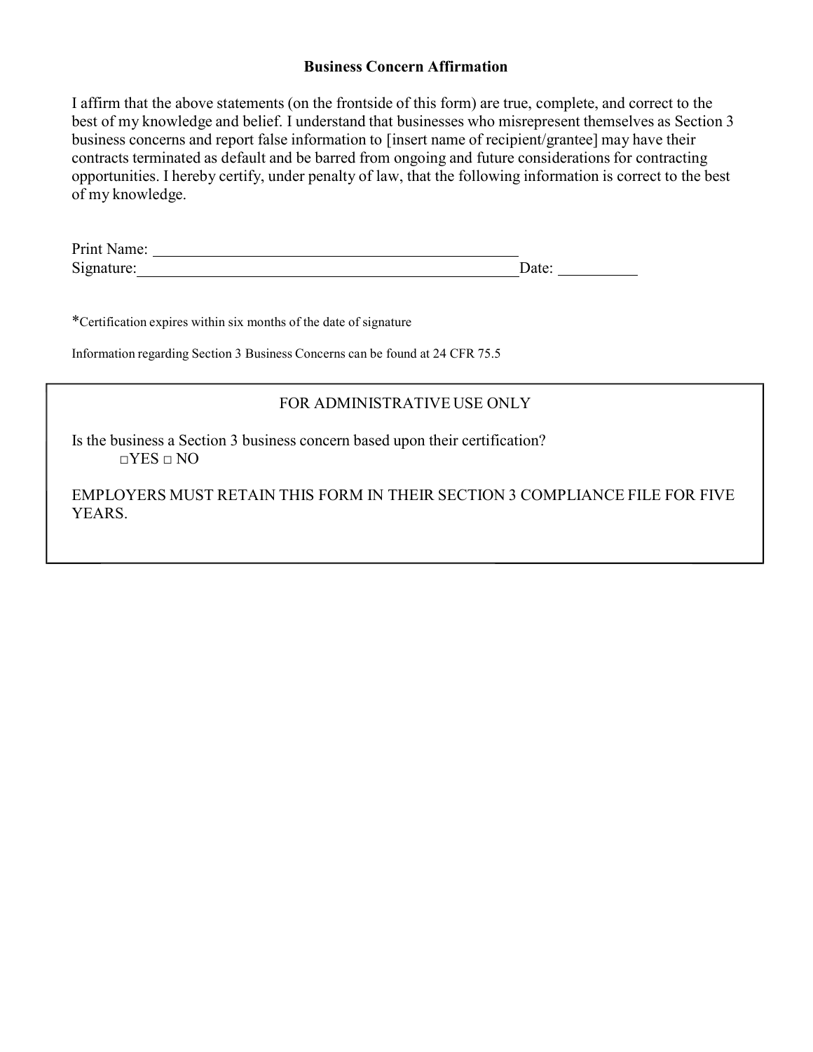## Business Concern Affirmation

I affirm that the above statements (on the frontside of this form) are true, complete, and correct to the best of my knowledge and belief. I understand that businesses who misrepresent themselves as Section 3 business concerns and report false information to [insert name of recipient/grantee] may have their contracts terminated as default and be barred from ongoing and future considerations for contracting opportunities. I hereby certify, under penalty of law, that the following information is correct to the best of my knowledge.

Print Name: ____________________________________________

Signature:_______________________________________________Date: __________

*Certification expires within six months of the date of signature

Information regarding Section 3 Business Concerns can be found at 24 CFR 75.5

---

FOR ADMINISTRATIVE USE ONLY

Is the business a Section 3 business concern based upon their certification?

□YES □ NO

EMPLOYERS MUST RETAIN THIS FORM IN THEIR SECTION 3 COMPLIANCE FILE FOR FIVE YEARS.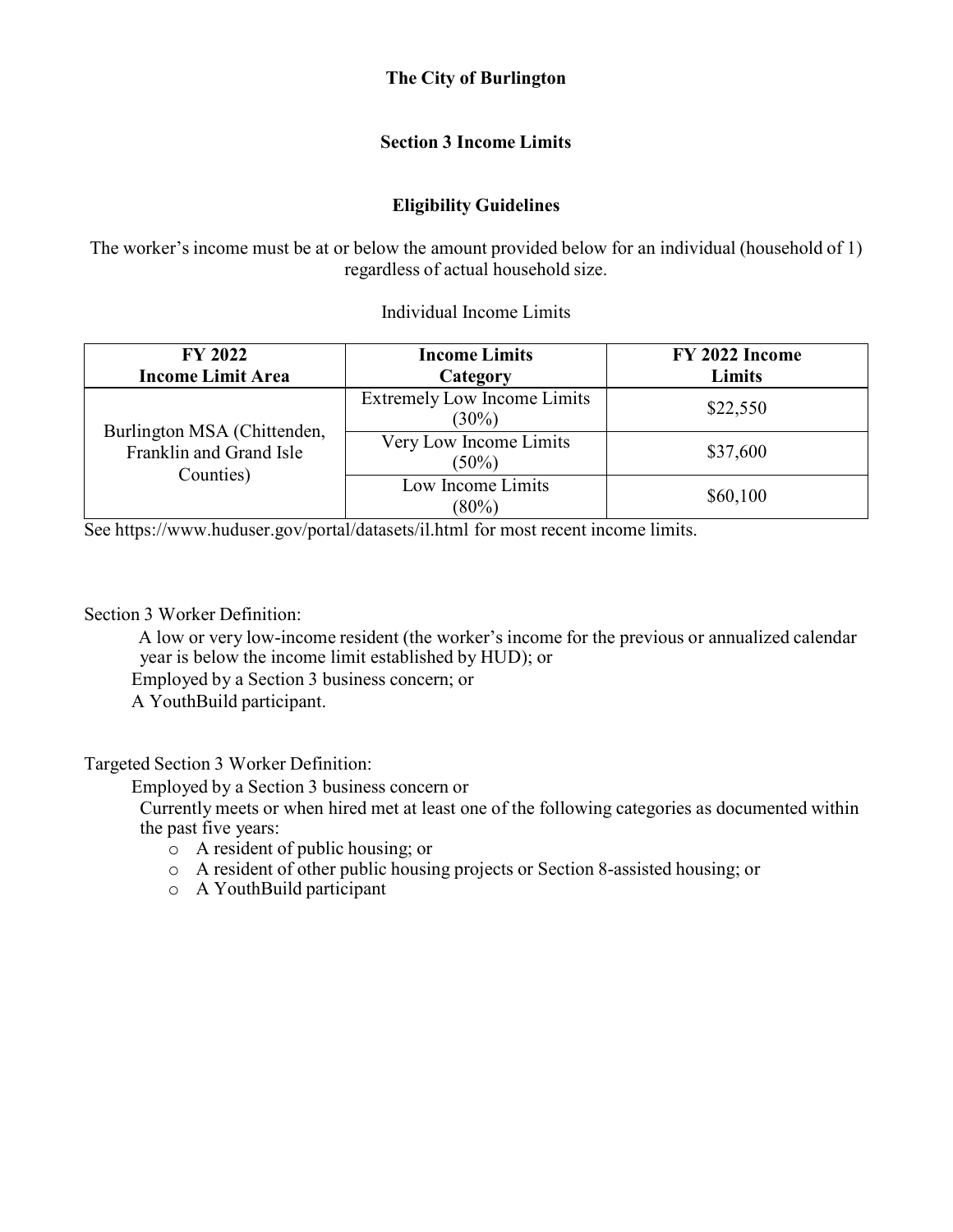**The City of Burlington**

**Section 3 Income Limits**

**Eligibility Guidelines**

The worker's income must be at or below the amount provided below for an individual (household of 1) regardless of actual household size.

Individual Income Limits

| FY 2022 Income Limit Area | Income Limits Category | FY 2022 Income Limits |
|---|---|---|
| Burlington MSA (Chittenden, Franklin and Grand Isle Counties) | Extremely Low Income Limits (30%) | $22,550 |
| | Very Low Income Limits (50%) | $37,600 |
| | Low Income Limits (80%) | $60,100 |

See https://www.huduser.gov/portal/datasets/il.html for most recent income limits.

Section 3 Worker Definition:

- A low or very low-income resident (the worker's income for the previous or annualized calendar year is below the income limit established by HUD); or
- Employed by a Section 3 business concern; or
- A YouthBuild participant.

Targeted Section 3 Worker Definition:

- Employed by a Section 3 business concern or
- Currently meets or when hired met at least one of the following categories as documented within the past five years:
  - A resident of public housing; or
  - A resident of other public housing projects or Section 8-assisted housing; or
  - A YouthBuild participant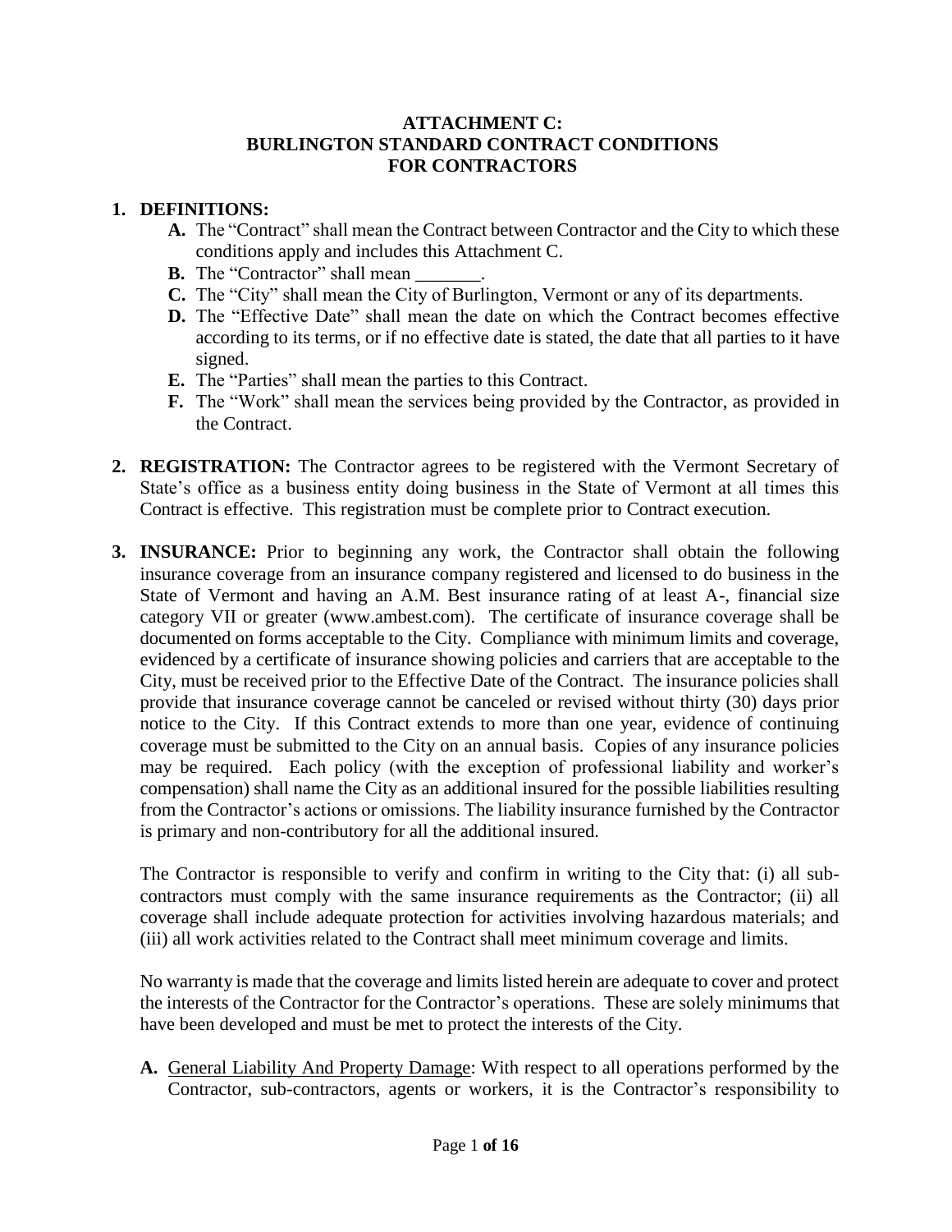**ATTACHMENT C:**
**BURLINGTON STANDARD CONTRACT CONDITIONS**
**FOR CONTRACTORS**

1. **DEFINITIONS:**
   - **A.** The "Contract" shall mean the Contract between Contractor and the City to which these conditions apply and includes this Attachment C.
   - **B.** The "Contractor" shall mean _______.
   - **C.** The "City" shall mean the City of Burlington, Vermont or any of its departments.
   - **D.** The "Effective Date" shall mean the date on which the Contract becomes effective according to its terms, or if no effective date is stated, the date that all parties to it have signed.
   - **E.** The "Parties" shall mean the parties to this Contract.
   - **F.** The "Work" shall mean the services being provided by the Contractor, as provided in the Contract.

2. **REGISTRATION:** The Contractor agrees to be registered with the Vermont Secretary of State's office as a business entity doing business in the State of Vermont at all times this Contract is effective. This registration must be complete prior to Contract execution.

3. **INSURANCE:** Prior to beginning any work, the Contractor shall obtain the following insurance coverage from an insurance company registered and licensed to do business in the State of Vermont and having an A.M. Best insurance rating of at least A-, financial size category VII or greater (www.ambest.com). The certificate of insurance coverage shall be documented on forms acceptable to the City. Compliance with minimum limits and coverage, evidenced by a certificate of insurance showing policies and carriers that are acceptable to the City, must be received prior to the Effective Date of the Contract. The insurance policies shall provide that insurance coverage cannot be canceled or revised without thirty (30) days prior notice to the City. If this Contract extends to more than one year, evidence of continuing coverage must be submitted to the City on an annual basis. Copies of any insurance policies may be required. Each policy (with the exception of professional liability and worker's compensation) shall name the City as an additional insured for the possible liabilities resulting from the Contractor's actions or omissions. The liability insurance furnished by the Contractor is primary and non-contributory for all the additional insured.

   The Contractor is responsible to verify and confirm in writing to the City that: (i) all sub-contractors must comply with the same insurance requirements as the Contractor; (ii) all coverage shall include adequate protection for activities involving hazardous materials; and (iii) all work activities related to the Contract shall meet minimum coverage and limits.

   No warranty is made that the coverage and limits listed herein are adequate to cover and protect the interests of the Contractor for the Contractor's operations. These are solely minimums that have been developed and must be met to protect the interests of the City.

   - **A.** General Liability And Property Damage: With respect to all operations performed by the Contractor, sub-contractors, agents or workers, it is the Contractor's responsibility to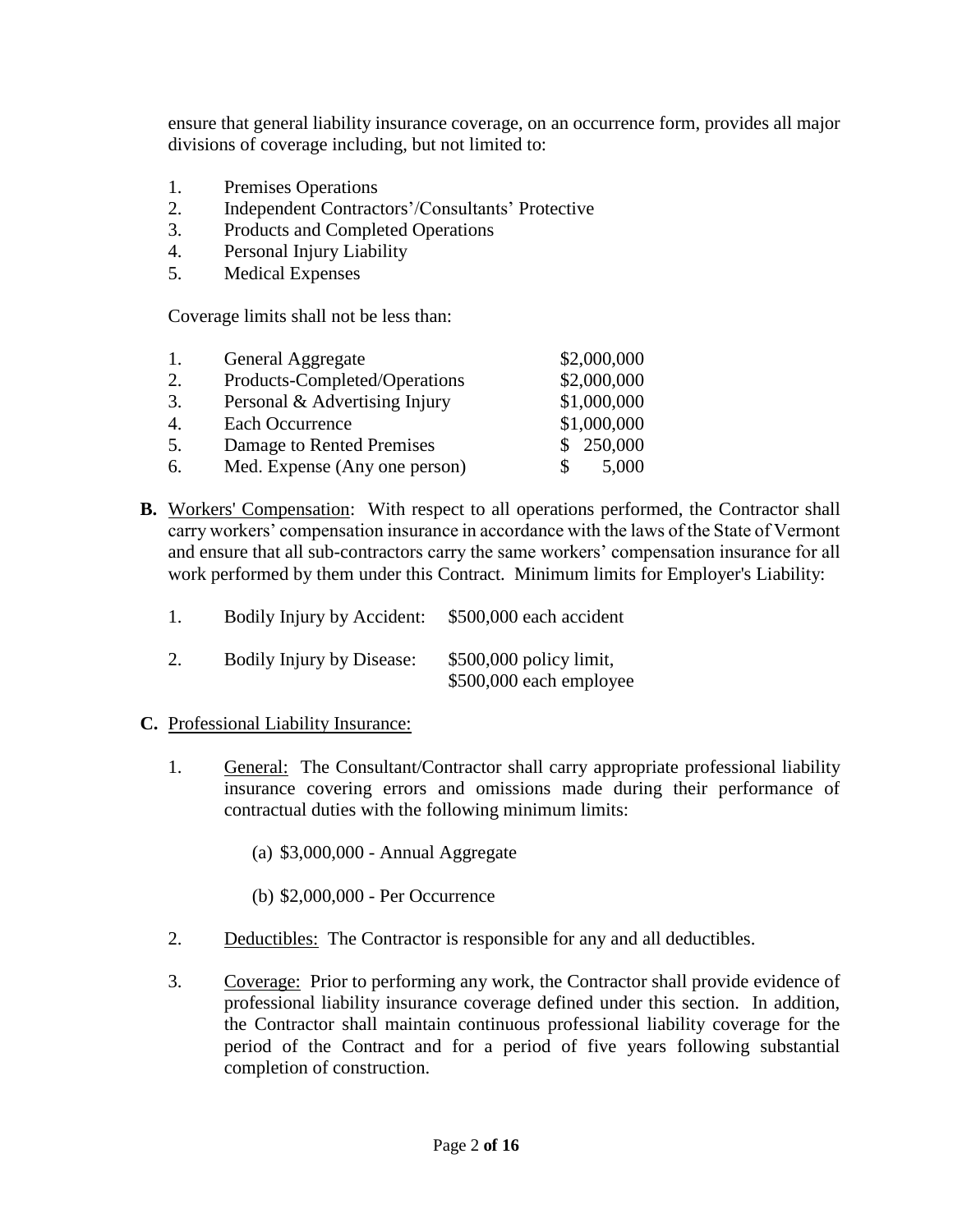ensure that general liability insurance coverage, on an occurrence form, provides all major divisions of coverage including, but not limited to:

1. Premises Operations
2. Independent Contractors'/Consultants' Protective
3. Products and Completed Operations
4. Personal Injury Liability
5. Medical Expenses

Coverage limits shall not be less than:

| | | |
|---|---|---|
| 1. | General Aggregate | \$2,000,000 |
| 2. | Products-Completed/Operations | \$2,000,000 |
| 3. | Personal & Advertising Injury | \$1,000,000 |
| 4. | Each Occurrence | \$1,000,000 |
| 5. | Damage to Rented Premises | \$ 250,000 |
| 6. | Med. Expense (Any one person) | \$ 5,000 |

**B.** Workers' Compensation: With respect to all operations performed, the Contractor shall carry workers' compensation insurance in accordance with the laws of the State of Vermont and ensure that all sub-contractors carry the same workers' compensation insurance for all work performed by them under this Contract. Minimum limits for Employer's Liability:

1. Bodily Injury by Accident: \$500,000 each accident
2. Bodily Injury by Disease: \$500,000 policy limit, \$500,000 each employee

**C.** Professional Liability Insurance:

1. General: The Consultant/Contractor shall carry appropriate professional liability insurance covering errors and omissions made during their performance of contractual duties with the following minimum limits:

   (a) \$3,000,000 - Annual Aggregate

   (b) \$2,000,000 - Per Occurrence

2. Deductibles: The Contractor is responsible for any and all deductibles.

3. Coverage: Prior to performing any work, the Contractor shall provide evidence of professional liability insurance coverage defined under this section. In addition, the Contractor shall maintain continuous professional liability coverage for the period of the Contract and for a period of five years following substantial completion of construction.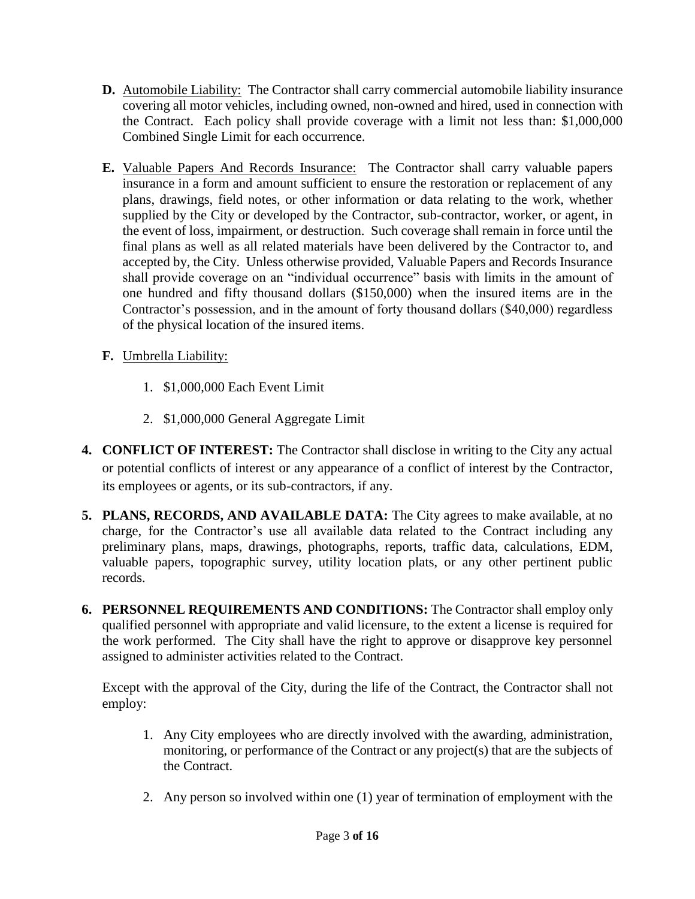**D.** Automobile Liability: The Contractor shall carry commercial automobile liability insurance covering all motor vehicles, including owned, non-owned and hired, used in connection with the Contract. Each policy shall provide coverage with a limit not less than: $1,000,000 Combined Single Limit for each occurrence.

**E.** Valuable Papers And Records Insurance: The Contractor shall carry valuable papers insurance in a form and amount sufficient to ensure the restoration or replacement of any plans, drawings, field notes, or other information or data relating to the work, whether supplied by the City or developed by the Contractor, sub-contractor, worker, or agent, in the event of loss, impairment, or destruction. Such coverage shall remain in force until the final plans as well as all related materials have been delivered by the Contractor to, and accepted by, the City. Unless otherwise provided, Valuable Papers and Records Insurance shall provide coverage on an "individual occurrence" basis with limits in the amount of one hundred and fifty thousand dollars ($150,000) when the insured items are in the Contractor's possession, and in the amount of forty thousand dollars ($40,000) regardless of the physical location of the insured items.

**F.** Umbrella Liability:

1. $1,000,000 Each Event Limit
2. $1,000,000 General Aggregate Limit

**4. CONFLICT OF INTEREST:** The Contractor shall disclose in writing to the City any actual or potential conflicts of interest or any appearance of a conflict of interest by the Contractor, its employees or agents, or its sub-contractors, if any.

**5. PLANS, RECORDS, AND AVAILABLE DATA:** The City agrees to make available, at no charge, for the Contractor's use all available data related to the Contract including any preliminary plans, maps, drawings, photographs, reports, traffic data, calculations, EDM, valuable papers, topographic survey, utility location plats, or any other pertinent public records.

**6. PERSONNEL REQUIREMENTS AND CONDITIONS:** The Contractor shall employ only qualified personnel with appropriate and valid licensure, to the extent a license is required for the work performed. The City shall have the right to approve or disapprove key personnel assigned to administer activities related to the Contract.

Except with the approval of the City, during the life of the Contract, the Contractor shall not employ:

1. Any City employees who are directly involved with the awarding, administration, monitoring, or performance of the Contract or any project(s) that are the subjects of the Contract.
2. Any person so involved within one (1) year of termination of employment with the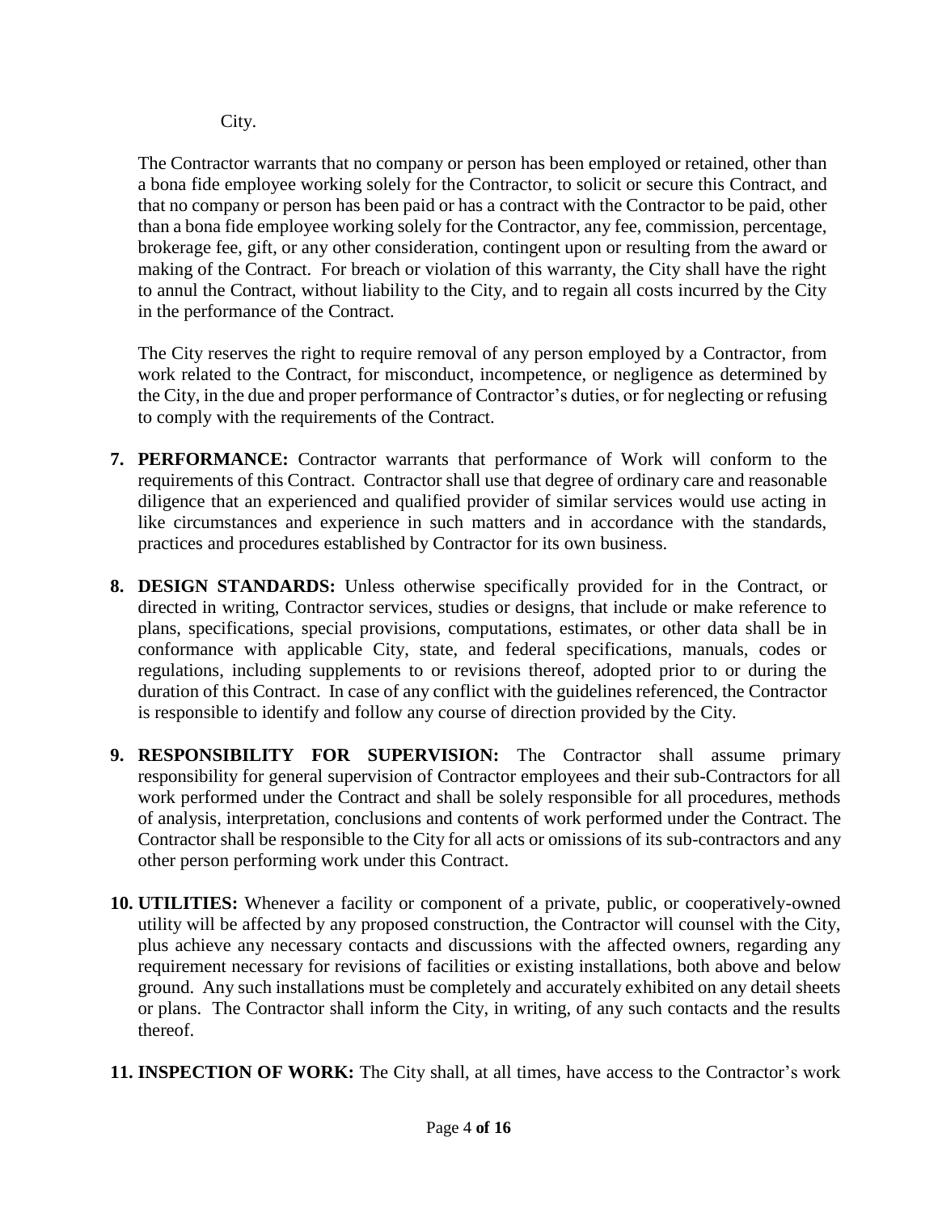City.

The Contractor warrants that no company or person has been employed or retained, other than a bona fide employee working solely for the Contractor, to solicit or secure this Contract, and that no company or person has been paid or has a contract with the Contractor to be paid, other than a bona fide employee working solely for the Contractor, any fee, commission, percentage, brokerage fee, gift, or any other consideration, contingent upon or resulting from the award or making of the Contract. For breach or violation of this warranty, the City shall have the right to annul the Contract, without liability to the City, and to regain all costs incurred by the City in the performance of the Contract.

The City reserves the right to require removal of any person employed by a Contractor, from work related to the Contract, for misconduct, incompetence, or negligence as determined by the City, in the due and proper performance of Contractor's duties, or for neglecting or refusing to comply with the requirements of the Contract.

7. **PERFORMANCE:** Contractor warrants that performance of Work will conform to the requirements of this Contract. Contractor shall use that degree of ordinary care and reasonable diligence that an experienced and qualified provider of similar services would use acting in like circumstances and experience in such matters and in accordance with the standards, practices and procedures established by Contractor for its own business.

8. **DESIGN STANDARDS:** Unless otherwise specifically provided for in the Contract, or directed in writing, Contractor services, studies or designs, that include or make reference to plans, specifications, special provisions, computations, estimates, or other data shall be in conformance with applicable City, state, and federal specifications, manuals, codes or regulations, including supplements to or revisions thereof, adopted prior to or during the duration of this Contract. In case of any conflict with the guidelines referenced, the Contractor is responsible to identify and follow any course of direction provided by the City.

9. **RESPONSIBILITY FOR SUPERVISION:** The Contractor shall assume primary responsibility for general supervision of Contractor employees and their sub-Contractors for all work performed under the Contract and shall be solely responsible for all procedures, methods of analysis, interpretation, conclusions and contents of work performed under the Contract. The Contractor shall be responsible to the City for all acts or omissions of its sub-contractors and any other person performing work under this Contract.

10. **UTILITIES:** Whenever a facility or component of a private, public, or cooperatively-owned utility will be affected by any proposed construction, the Contractor will counsel with the City, plus achieve any necessary contacts and discussions with the affected owners, regarding any requirement necessary for revisions of facilities or existing installations, both above and below ground. Any such installations must be completely and accurately exhibited on any detail sheets or plans. The Contractor shall inform the City, in writing, of any such contacts and the results thereof.

11. **INSPECTION OF WORK:** The City shall, at all times, have access to the Contractor's work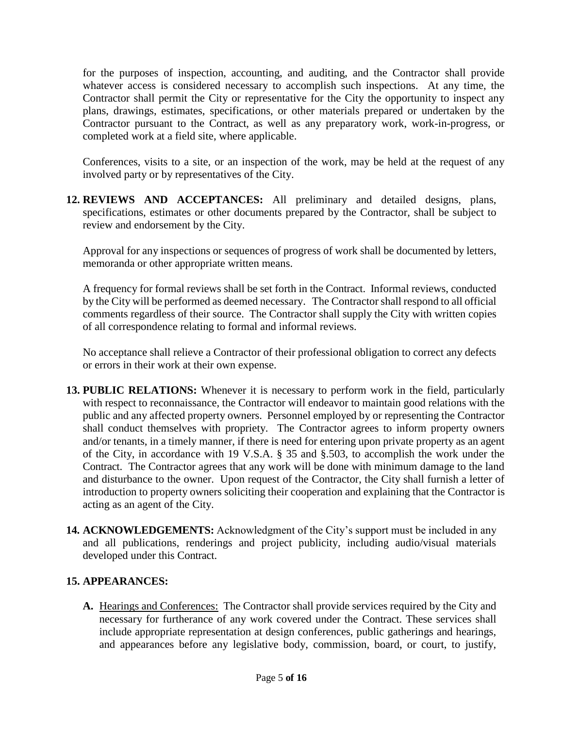for the purposes of inspection, accounting, and auditing, and the Contractor shall provide whatever access is considered necessary to accomplish such inspections. At any time, the Contractor shall permit the City or representative for the City the opportunity to inspect any plans, drawings, estimates, specifications, or other materials prepared or undertaken by the Contractor pursuant to the Contract, as well as any preparatory work, work-in-progress, or completed work at a field site, where applicable.

Conferences, visits to a site, or an inspection of the work, may be held at the request of any involved party or by representatives of the City.

**12. REVIEWS AND ACCEPTANCES:** All preliminary and detailed designs, plans, specifications, estimates or other documents prepared by the Contractor, shall be subject to review and endorsement by the City.

Approval for any inspections or sequences of progress of work shall be documented by letters, memoranda or other appropriate written means.

A frequency for formal reviews shall be set forth in the Contract. Informal reviews, conducted by the City will be performed as deemed necessary. The Contractor shall respond to all official comments regardless of their source. The Contractor shall supply the City with written copies of all correspondence relating to formal and informal reviews.

No acceptance shall relieve a Contractor of their professional obligation to correct any defects or errors in their work at their own expense.

**13. PUBLIC RELATIONS:** Whenever it is necessary to perform work in the field, particularly with respect to reconnaissance, the Contractor will endeavor to maintain good relations with the public and any affected property owners. Personnel employed by or representing the Contractor shall conduct themselves with propriety. The Contractor agrees to inform property owners and/or tenants, in a timely manner, if there is need for entering upon private property as an agent of the City, in accordance with 19 V.S.A. § 35 and §.503, to accomplish the work under the Contract. The Contractor agrees that any work will be done with minimum damage to the land and disturbance to the owner. Upon request of the Contractor, the City shall furnish a letter of introduction to property owners soliciting their cooperation and explaining that the Contractor is acting as an agent of the City.

**14. ACKNOWLEDGEMENTS:** Acknowledgment of the City's support must be included in any and all publications, renderings and project publicity, including audio/visual materials developed under this Contract.

**15. APPEARANCES:**

**A.** Hearings and Conferences: The Contractor shall provide services required by the City and necessary for furtherance of any work covered under the Contract. These services shall include appropriate representation at design conferences, public gatherings and hearings, and appearances before any legislative body, commission, board, or court, to justify,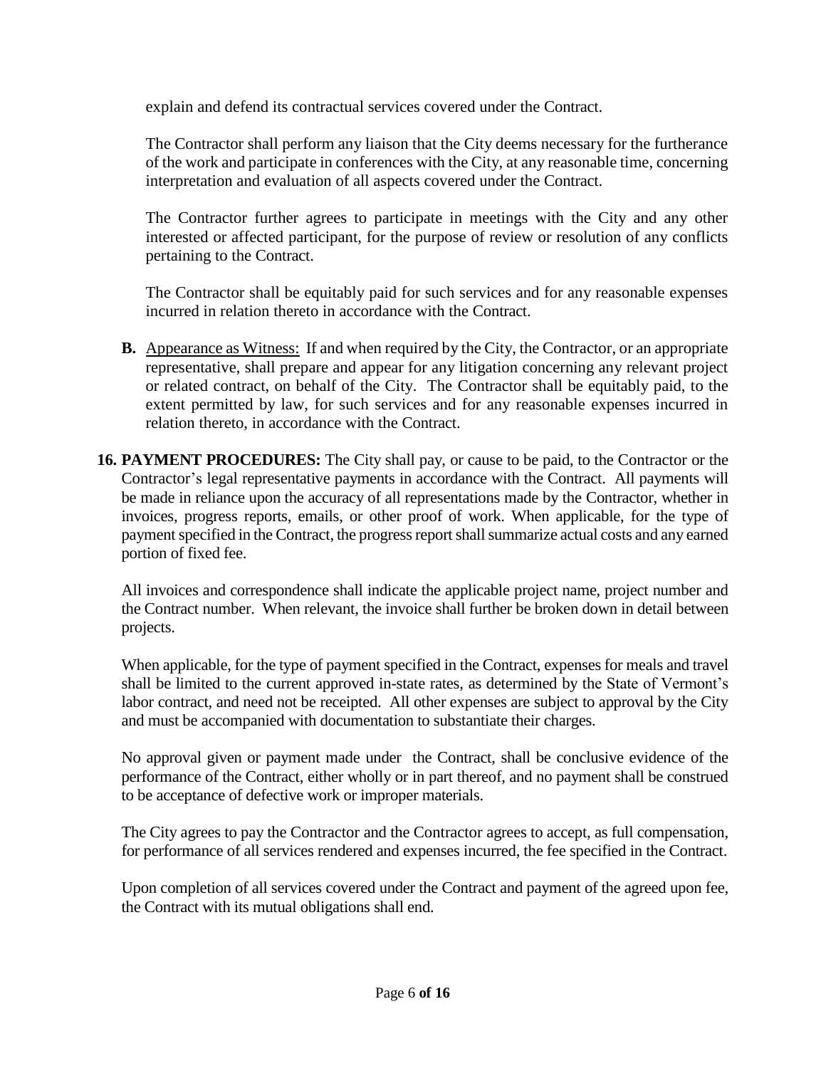explain and defend its contractual services covered under the Contract.

The Contractor shall perform any liaison that the City deems necessary for the furtherance of the work and participate in conferences with the City, at any reasonable time, concerning interpretation and evaluation of all aspects covered under the Contract.

The Contractor further agrees to participate in meetings with the City and any other interested or affected participant, for the purpose of review or resolution of any conflicts pertaining to the Contract.

The Contractor shall be equitably paid for such services and for any reasonable expenses incurred in relation thereto in accordance with the Contract.

**B.** Appearance as Witness: If and when required by the City, the Contractor, or an appropriate representative, shall prepare and appear for any litigation concerning any relevant project or related contract, on behalf of the City. The Contractor shall be equitably paid, to the extent permitted by law, for such services and for any reasonable expenses incurred in relation thereto, in accordance with the Contract.

**16. PAYMENT PROCEDURES:** The City shall pay, or cause to be paid, to the Contractor or the Contractor's legal representative payments in accordance with the Contract. All payments will be made in reliance upon the accuracy of all representations made by the Contractor, whether in invoices, progress reports, emails, or other proof of work. When applicable, for the type of payment specified in the Contract, the progress report shall summarize actual costs and any earned portion of fixed fee.

All invoices and correspondence shall indicate the applicable project name, project number and the Contract number. When relevant, the invoice shall further be broken down in detail between projects.

When applicable, for the type of payment specified in the Contract, expenses for meals and travel shall be limited to the current approved in-state rates, as determined by the State of Vermont's labor contract, and need not be receipted. All other expenses are subject to approval by the City and must be accompanied with documentation to substantiate their charges.

No approval given or payment made under the Contract, shall be conclusive evidence of the performance of the Contract, either wholly or in part thereof, and no payment shall be construed to be acceptance of defective work or improper materials.

The City agrees to pay the Contractor and the Contractor agrees to accept, as full compensation, for performance of all services rendered and expenses incurred, the fee specified in the Contract.

Upon completion of all services covered under the Contract and payment of the agreed upon fee, the Contract with its mutual obligations shall end.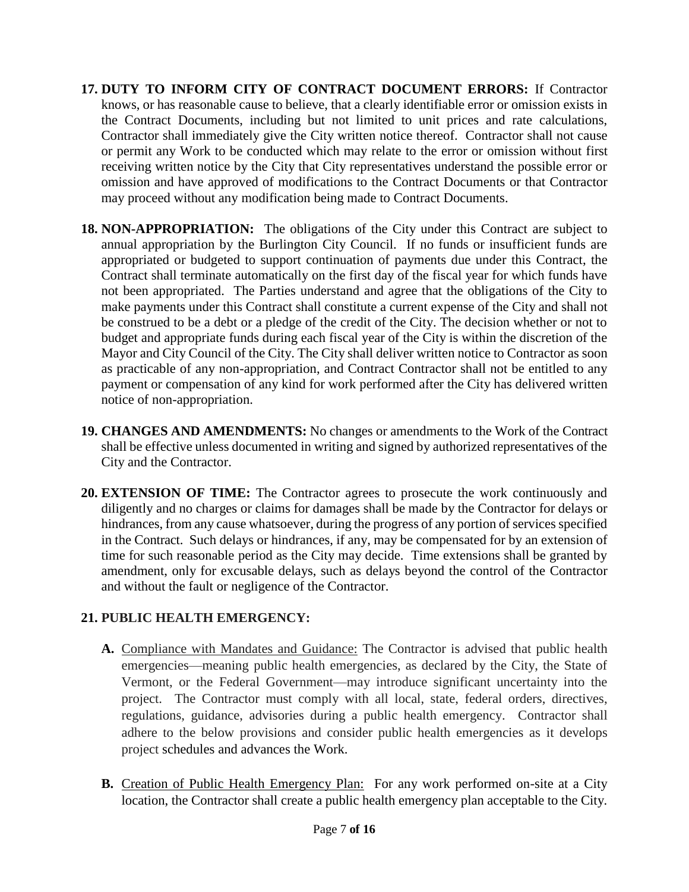**17. DUTY TO INFORM CITY OF CONTRACT DOCUMENT ERRORS:** If Contractor knows, or has reasonable cause to believe, that a clearly identifiable error or omission exists in the Contract Documents, including but not limited to unit prices and rate calculations, Contractor shall immediately give the City written notice thereof. Contractor shall not cause or permit any Work to be conducted which may relate to the error or omission without first receiving written notice by the City that City representatives understand the possible error or omission and have approved of modifications to the Contract Documents or that Contractor may proceed without any modification being made to Contract Documents.

**18. NON-APPROPRIATION:** The obligations of the City under this Contract are subject to annual appropriation by the Burlington City Council. If no funds or insufficient funds are appropriated or budgeted to support continuation of payments due under this Contract, the Contract shall terminate automatically on the first day of the fiscal year for which funds have not been appropriated. The Parties understand and agree that the obligations of the City to make payments under this Contract shall constitute a current expense of the City and shall not be construed to be a debt or a pledge of the credit of the City. The decision whether or not to budget and appropriate funds during each fiscal year of the City is within the discretion of the Mayor and City Council of the City. The City shall deliver written notice to Contractor as soon as practicable of any non-appropriation, and Contract Contractor shall not be entitled to any payment or compensation of any kind for work performed after the City has delivered written notice of non-appropriation.

**19. CHANGES AND AMENDMENTS:** No changes or amendments to the Work of the Contract shall be effective unless documented in writing and signed by authorized representatives of the City and the Contractor.

**20. EXTENSION OF TIME:** The Contractor agrees to prosecute the work continuously and diligently and no charges or claims for damages shall be made by the Contractor for delays or hindrances, from any cause whatsoever, during the progress of any portion of services specified in the Contract. Such delays or hindrances, if any, may be compensated for by an extension of time for such reasonable period as the City may decide. Time extensions shall be granted by amendment, only for excusable delays, such as delays beyond the control of the Contractor and without the fault or negligence of the Contractor.

**21. PUBLIC HEALTH EMERGENCY:**

**A.** Compliance with Mandates and Guidance: The Contractor is advised that public health emergencies—meaning public health emergencies, as declared by the City, the State of Vermont, or the Federal Government—may introduce significant uncertainty into the project. The Contractor must comply with all local, state, federal orders, directives, regulations, guidance, advisories during a public health emergency. Contractor shall adhere to the below provisions and consider public health emergencies as it develops project schedules and advances the Work.

**B.** Creation of Public Health Emergency Plan: For any work performed on-site at a City location, the Contractor shall create a public health emergency plan acceptable to the City.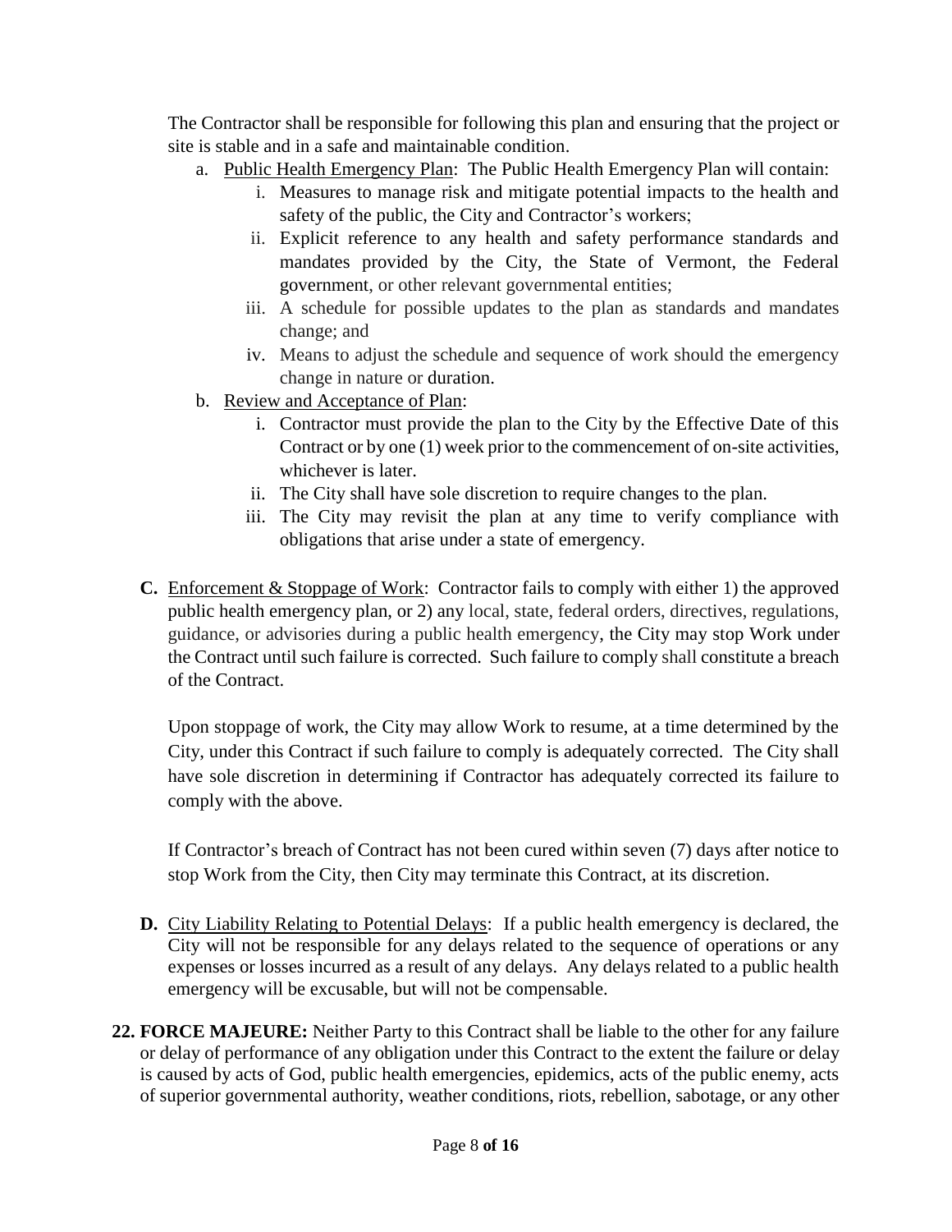The Contractor shall be responsible for following this plan and ensuring that the project or site is stable and in a safe and maintainable condition.

a. Public Health Emergency Plan: The Public Health Emergency Plan will contain:
   i. Measures to manage risk and mitigate potential impacts to the health and safety of the public, the City and Contractor's workers;
   ii. Explicit reference to any health and safety performance standards and mandates provided by the City, the State of Vermont, the Federal government, or other relevant governmental entities;
   iii. A schedule for possible updates to the plan as standards and mandates change; and
   iv. Means to adjust the schedule and sequence of work should the emergency change in nature or duration.
b. Review and Acceptance of Plan:
   i. Contractor must provide the plan to the City by the Effective Date of this Contract or by one (1) week prior to the commencement of on-site activities, whichever is later.
   ii. The City shall have sole discretion to require changes to the plan.
   iii. The City may revisit the plan at any time to verify compliance with obligations that arise under a state of emergency.

**C.** Enforcement & Stoppage of Work: Contractor fails to comply with either 1) the approved public health emergency plan, or 2) any local, state, federal orders, directives, regulations, guidance, or advisories during a public health emergency, the City may stop Work under the Contract until such failure is corrected. Such failure to comply shall constitute a breach of the Contract.

Upon stoppage of work, the City may allow Work to resume, at a time determined by the City, under this Contract if such failure to comply is adequately corrected. The City shall have sole discretion in determining if Contractor has adequately corrected its failure to comply with the above.

If Contractor's breach of Contract has not been cured within seven (7) days after notice to stop Work from the City, then City may terminate this Contract, at its discretion.

**D.** City Liability Relating to Potential Delays: If a public health emergency is declared, the City will not be responsible for any delays related to the sequence of operations or any expenses or losses incurred as a result of any delays. Any delays related to a public health emergency will be excusable, but will not be compensable.

**22. FORCE MAJEURE:** Neither Party to this Contract shall be liable to the other for any failure or delay of performance of any obligation under this Contract to the extent the failure or delay is caused by acts of God, public health emergencies, epidemics, acts of the public enemy, acts of superior governmental authority, weather conditions, riots, rebellion, sabotage, or any other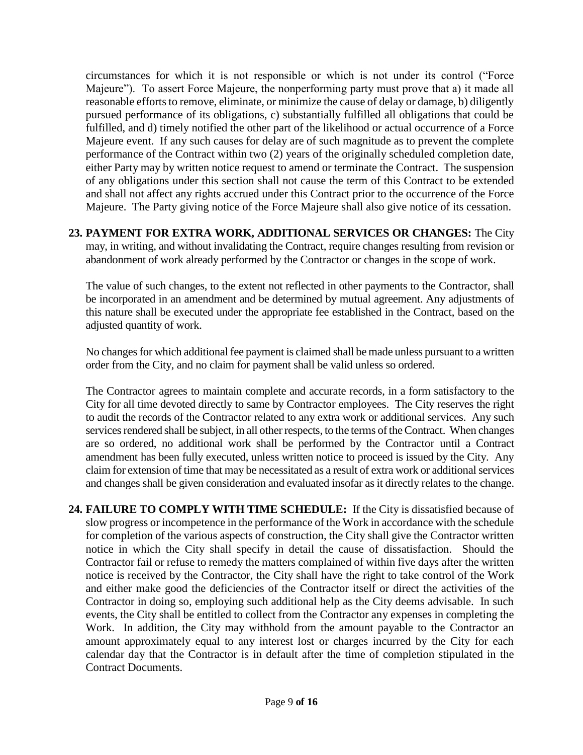circumstances for which it is not responsible or which is not under its control ("Force Majeure"). To assert Force Majeure, the nonperforming party must prove that a) it made all reasonable efforts to remove, eliminate, or minimize the cause of delay or damage, b) diligently pursued performance of its obligations, c) substantially fulfilled all obligations that could be fulfilled, and d) timely notified the other part of the likelihood or actual occurrence of a Force Majeure event. If any such causes for delay are of such magnitude as to prevent the complete performance of the Contract within two (2) years of the originally scheduled completion date, either Party may by written notice request to amend or terminate the Contract. The suspension of any obligations under this section shall not cause the term of this Contract to be extended and shall not affect any rights accrued under this Contract prior to the occurrence of the Force Majeure. The Party giving notice of the Force Majeure shall also give notice of its cessation.

**23. PAYMENT FOR EXTRA WORK, ADDITIONAL SERVICES OR CHANGES:** The City may, in writing, and without invalidating the Contract, require changes resulting from revision or abandonment of work already performed by the Contractor or changes in the scope of work.

The value of such changes, to the extent not reflected in other payments to the Contractor, shall be incorporated in an amendment and be determined by mutual agreement. Any adjustments of this nature shall be executed under the appropriate fee established in the Contract, based on the adjusted quantity of work.

No changes for which additional fee payment is claimed shall be made unless pursuant to a written order from the City, and no claim for payment shall be valid unless so ordered.

The Contractor agrees to maintain complete and accurate records, in a form satisfactory to the City for all time devoted directly to same by Contractor employees. The City reserves the right to audit the records of the Contractor related to any extra work or additional services. Any such services rendered shall be subject, in all other respects, to the terms of the Contract. When changes are so ordered, no additional work shall be performed by the Contractor until a Contract amendment has been fully executed, unless written notice to proceed is issued by the City. Any claim for extension of time that may be necessitated as a result of extra work or additional services and changes shall be given consideration and evaluated insofar as it directly relates to the change.

**24. FAILURE TO COMPLY WITH TIME SCHEDULE:** If the City is dissatisfied because of slow progress or incompetence in the performance of the Work in accordance with the schedule for completion of the various aspects of construction, the City shall give the Contractor written notice in which the City shall specify in detail the cause of dissatisfaction. Should the Contractor fail or refuse to remedy the matters complained of within five days after the written notice is received by the Contractor, the City shall have the right to take control of the Work and either make good the deficiencies of the Contractor itself or direct the activities of the Contractor in doing so, employing such additional help as the City deems advisable. In such events, the City shall be entitled to collect from the Contractor any expenses in completing the Work. In addition, the City may withhold from the amount payable to the Contractor an amount approximately equal to any interest lost or charges incurred by the City for each calendar day that the Contractor is in default after the time of completion stipulated in the Contract Documents.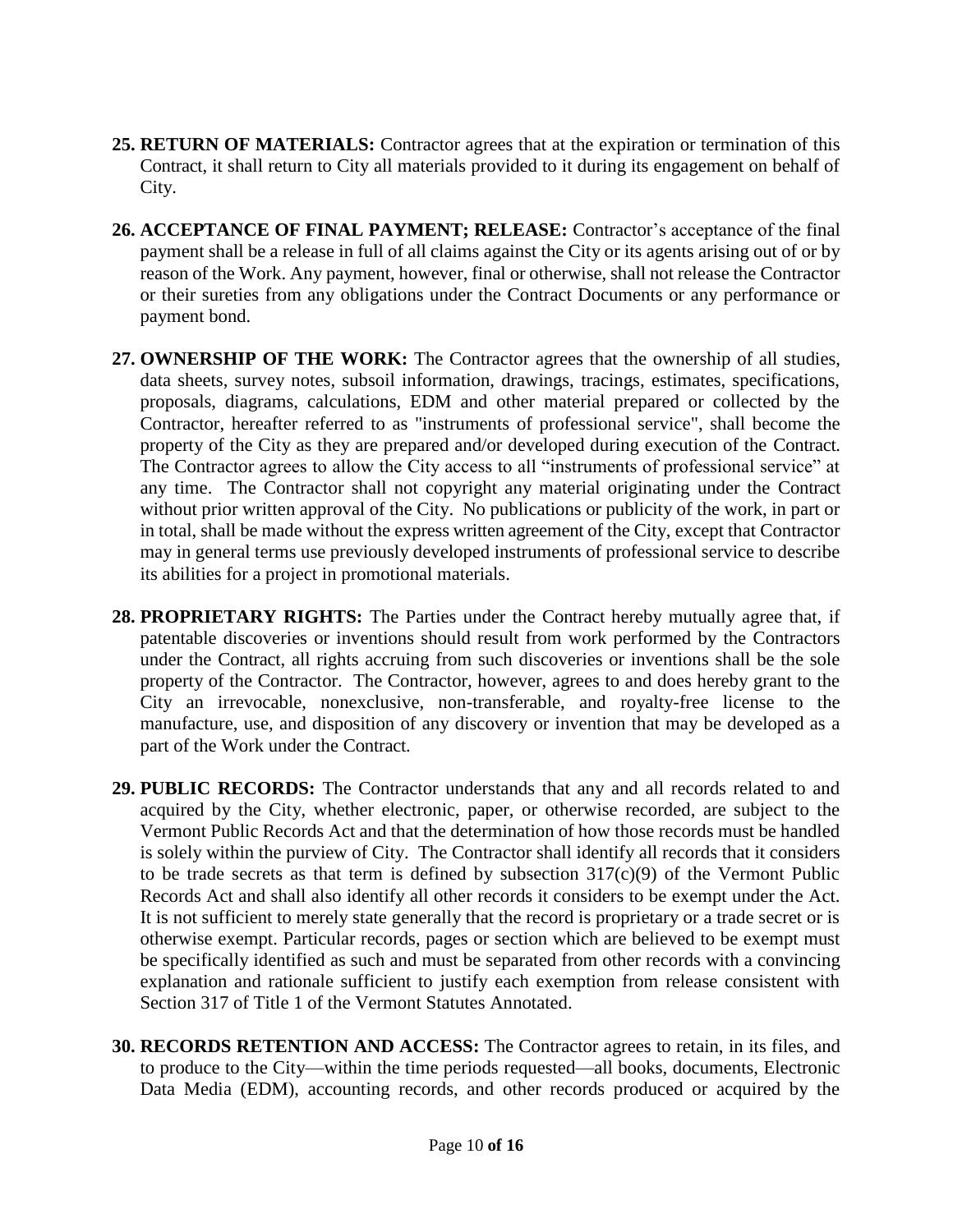**25. RETURN OF MATERIALS:** Contractor agrees that at the expiration or termination of this Contract, it shall return to City all materials provided to it during its engagement on behalf of City.

**26. ACCEPTANCE OF FINAL PAYMENT; RELEASE:** Contractor's acceptance of the final payment shall be a release in full of all claims against the City or its agents arising out of or by reason of the Work. Any payment, however, final or otherwise, shall not release the Contractor or their sureties from any obligations under the Contract Documents or any performance or payment bond.

**27. OWNERSHIP OF THE WORK:** The Contractor agrees that the ownership of all studies, data sheets, survey notes, subsoil information, drawings, tracings, estimates, specifications, proposals, diagrams, calculations, EDM and other material prepared or collected by the Contractor, hereafter referred to as "instruments of professional service", shall become the property of the City as they are prepared and/or developed during execution of the Contract. The Contractor agrees to allow the City access to all "instruments of professional service" at any time. The Contractor shall not copyright any material originating under the Contract without prior written approval of the City. No publications or publicity of the work, in part or in total, shall be made without the express written agreement of the City, except that Contractor may in general terms use previously developed instruments of professional service to describe its abilities for a project in promotional materials.

**28. PROPRIETARY RIGHTS:** The Parties under the Contract hereby mutually agree that, if patentable discoveries or inventions should result from work performed by the Contractors under the Contract, all rights accruing from such discoveries or inventions shall be the sole property of the Contractor. The Contractor, however, agrees to and does hereby grant to the City an irrevocable, nonexclusive, non-transferable, and royalty-free license to the manufacture, use, and disposition of any discovery or invention that may be developed as a part of the Work under the Contract.

**29. PUBLIC RECORDS:** The Contractor understands that any and all records related to and acquired by the City, whether electronic, paper, or otherwise recorded, are subject to the Vermont Public Records Act and that the determination of how those records must be handled is solely within the purview of City. The Contractor shall identify all records that it considers to be trade secrets as that term is defined by subsection 317(c)(9) of the Vermont Public Records Act and shall also identify all other records it considers to be exempt under the Act. It is not sufficient to merely state generally that the record is proprietary or a trade secret or is otherwise exempt. Particular records, pages or section which are believed to be exempt must be specifically identified as such and must be separated from other records with a convincing explanation and rationale sufficient to justify each exemption from release consistent with Section 317 of Title 1 of the Vermont Statutes Annotated.

**30. RECORDS RETENTION AND ACCESS:** The Contractor agrees to retain, in its files, and to produce to the City—within the time periods requested—all books, documents, Electronic Data Media (EDM), accounting records, and other records produced or acquired by the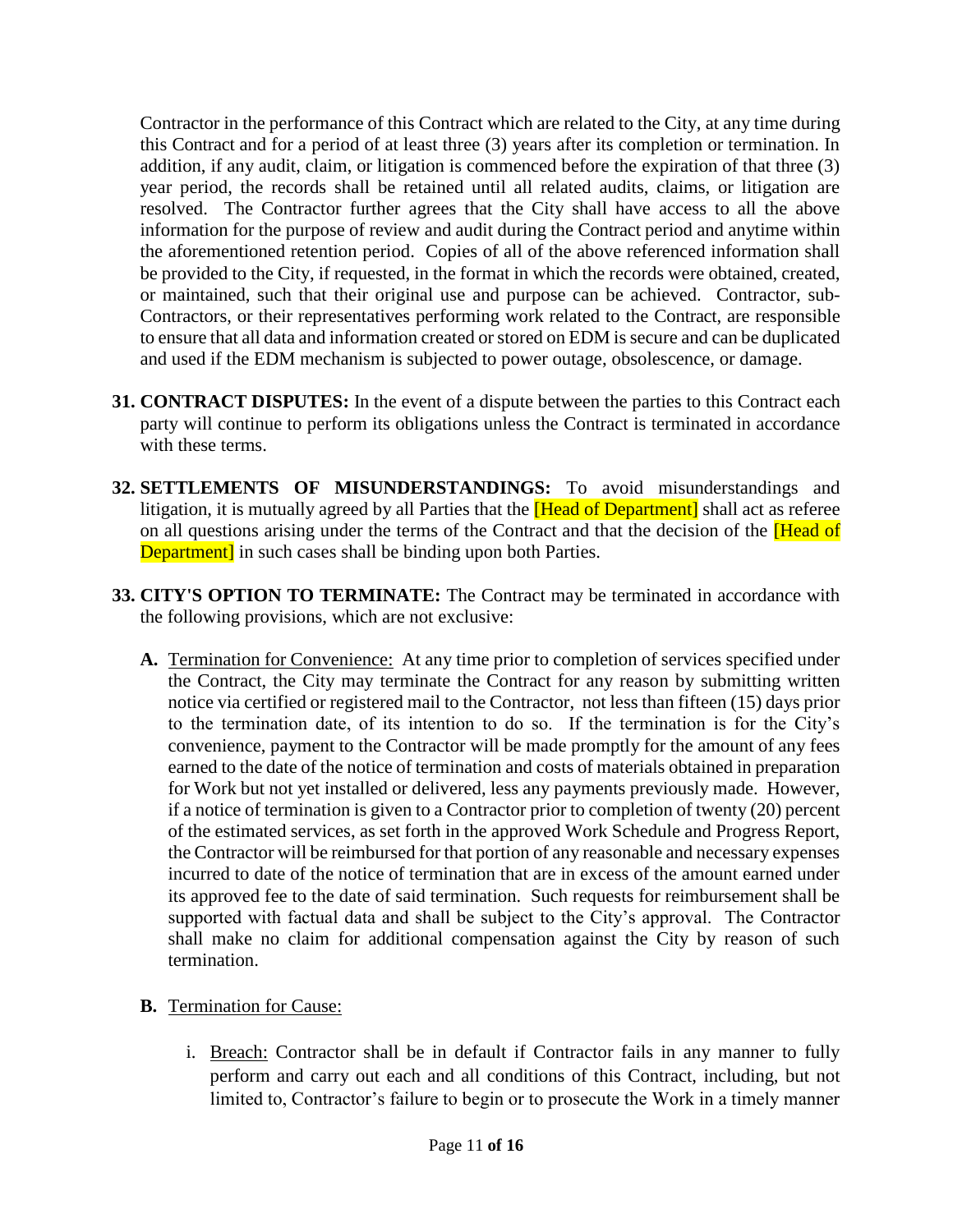Contractor in the performance of this Contract which are related to the City, at any time during this Contract and for a period of at least three (3) years after its completion or termination. In addition, if any audit, claim, or litigation is commenced before the expiration of that three (3) year period, the records shall be retained until all related audits, claims, or litigation are resolved. The Contractor further agrees that the City shall have access to all the above information for the purpose of review and audit during the Contract period and anytime within the aforementioned retention period. Copies of all of the above referenced information shall be provided to the City, if requested, in the format in which the records were obtained, created, or maintained, such that their original use and purpose can be achieved. Contractor, sub-Contractors, or their representatives performing work related to the Contract, are responsible to ensure that all data and information created or stored on EDM is secure and can be duplicated and used if the EDM mechanism is subjected to power outage, obsolescence, or damage.

**31. CONTRACT DISPUTES:** In the event of a dispute between the parties to this Contract each party will continue to perform its obligations unless the Contract is terminated in accordance with these terms.

**32. SETTLEMENTS OF MISUNDERSTANDINGS:** To avoid misunderstandings and litigation, it is mutually agreed by all Parties that the [Head of Department] shall act as referee on all questions arising under the terms of the Contract and that the decision of the [Head of Department] in such cases shall be binding upon both Parties.

**33. CITY'S OPTION TO TERMINATE:** The Contract may be terminated in accordance with the following provisions, which are not exclusive:

**A.** Termination for Convenience: At any time prior to completion of services specified under the Contract, the City may terminate the Contract for any reason by submitting written notice via certified or registered mail to the Contractor, not less than fifteen (15) days prior to the termination date, of its intention to do so. If the termination is for the City's convenience, payment to the Contractor will be made promptly for the amount of any fees earned to the date of the notice of termination and costs of materials obtained in preparation for Work but not yet installed or delivered, less any payments previously made. However, if a notice of termination is given to a Contractor prior to completion of twenty (20) percent of the estimated services, as set forth in the approved Work Schedule and Progress Report, the Contractor will be reimbursed for that portion of any reasonable and necessary expenses incurred to date of the notice of termination that are in excess of the amount earned under its approved fee to the date of said termination. Such requests for reimbursement shall be supported with factual data and shall be subject to the City's approval. The Contractor shall make no claim for additional compensation against the City by reason of such termination.

**B.** Termination for Cause:

i. Breach: Contractor shall be in default if Contractor fails in any manner to fully perform and carry out each and all conditions of this Contract, including, but not limited to, Contractor's failure to begin or to prosecute the Work in a timely manner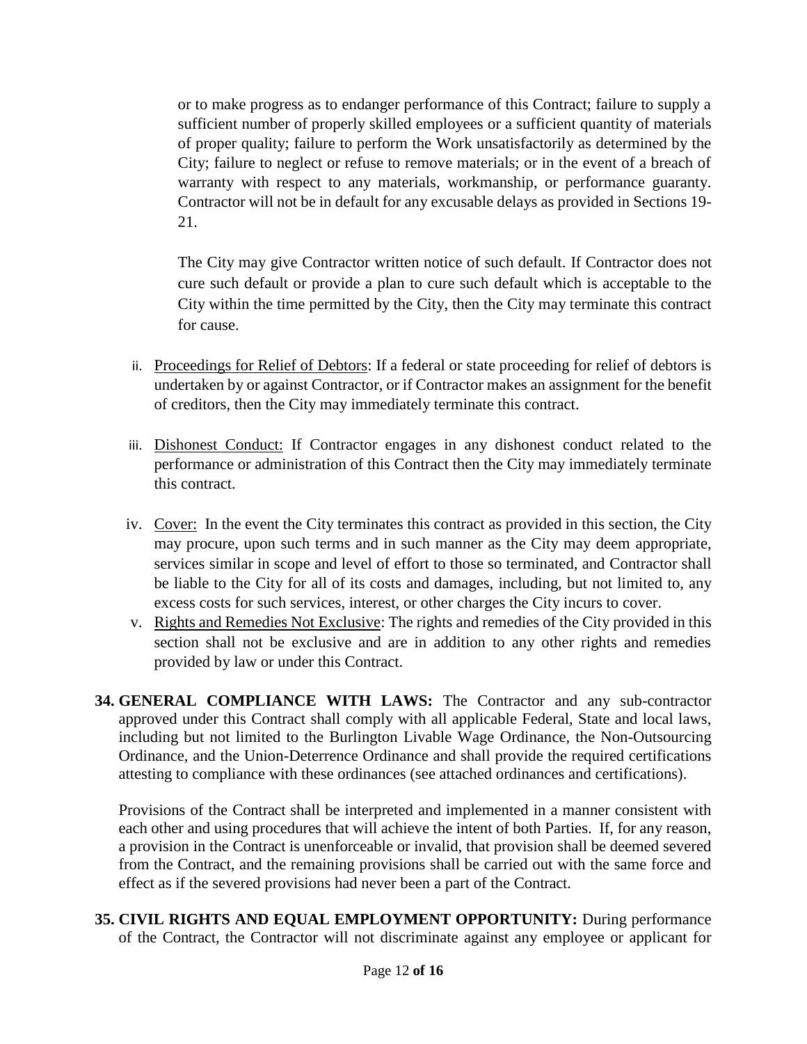or to make progress as to endanger performance of this Contract; failure to supply a sufficient number of properly skilled employees or a sufficient quantity of materials of proper quality; failure to perform the Work unsatisfactorily as determined by the City; failure to neglect or refuse to remove materials; or in the event of a breach of warranty with respect to any materials, workmanship, or performance guaranty. Contractor will not be in default for any excusable delays as provided in Sections 19-21.

The City may give Contractor written notice of such default. If Contractor does not cure such default or provide a plan to cure such default which is acceptable to the City within the time permitted by the City, then the City may terminate this contract for cause.

ii. Proceedings for Relief of Debtors: If a federal or state proceeding for relief of debtors is undertaken by or against Contractor, or if Contractor makes an assignment for the benefit of creditors, then the City may immediately terminate this contract.

iii. Dishonest Conduct: If Contractor engages in any dishonest conduct related to the performance or administration of this Contract then the City may immediately terminate this contract.

iv. Cover: In the event the City terminates this contract as provided in this section, the City may procure, upon such terms and in such manner as the City may deem appropriate, services similar in scope and level of effort to those so terminated, and Contractor shall be liable to the City for all of its costs and damages, including, but not limited to, any excess costs for such services, interest, or other charges the City incurs to cover.

v. Rights and Remedies Not Exclusive: The rights and remedies of the City provided in this section shall not be exclusive and are in addition to any other rights and remedies provided by law or under this Contract.

**34. GENERAL COMPLIANCE WITH LAWS:** The Contractor and any sub-contractor approved under this Contract shall comply with all applicable Federal, State and local laws, including but not limited to the Burlington Livable Wage Ordinance, the Non-Outsourcing Ordinance, and the Union-Deterrence Ordinance and shall provide the required certifications attesting to compliance with these ordinances (see attached ordinances and certifications).

Provisions of the Contract shall be interpreted and implemented in a manner consistent with each other and using procedures that will achieve the intent of both Parties. If, for any reason, a provision in the Contract is unenforceable or invalid, that provision shall be deemed severed from the Contract, and the remaining provisions shall be carried out with the same force and effect as if the severed provisions had never been a part of the Contract.

**35. CIVIL RIGHTS AND EQUAL EMPLOYMENT OPPORTUNITY:** During performance of the Contract, the Contractor will not discriminate against any employee or applicant for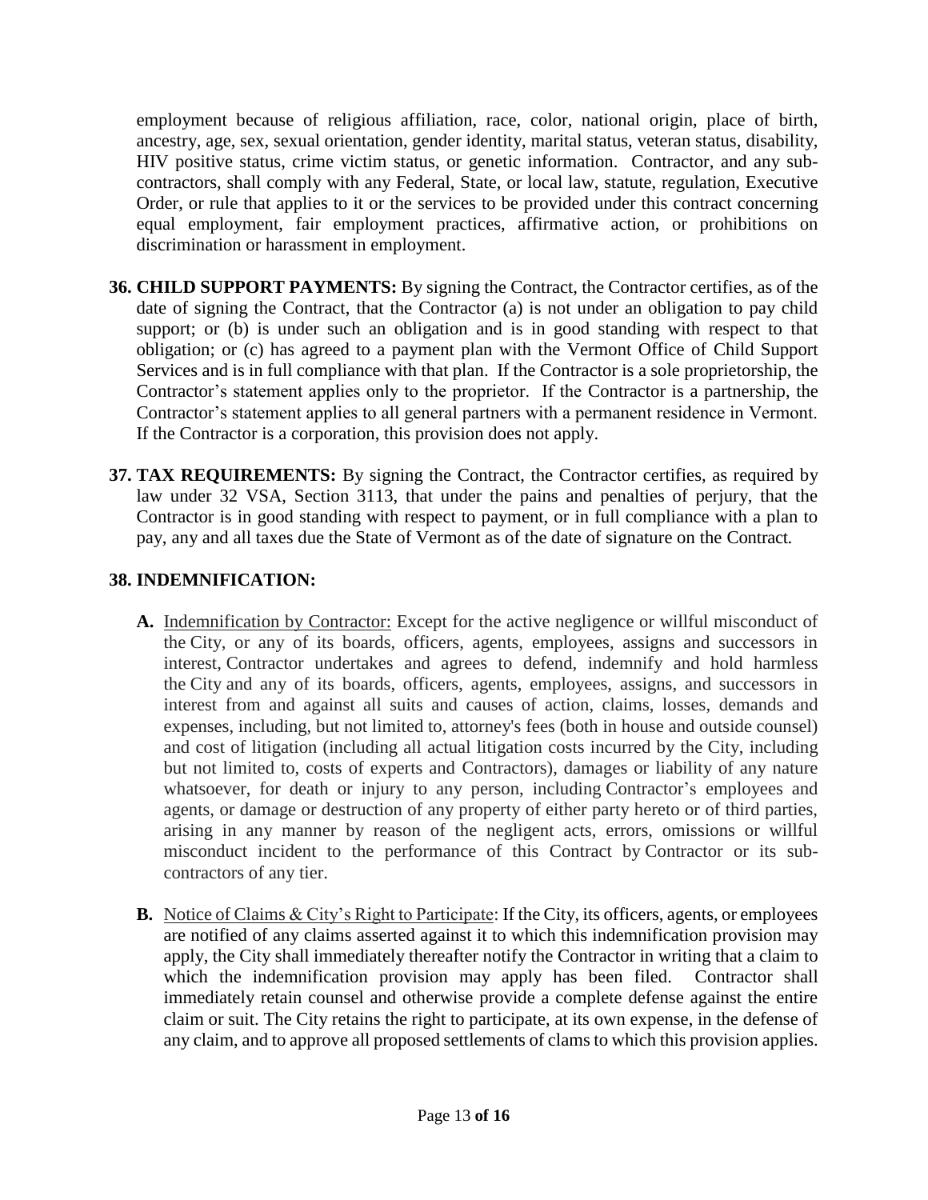employment because of religious affiliation, race, color, national origin, place of birth, ancestry, age, sex, sexual orientation, gender identity, marital status, veteran status, disability, HIV positive status, crime victim status, or genetic information. Contractor, and any sub-contractors, shall comply with any Federal, State, or local law, statute, regulation, Executive Order, or rule that applies to it or the services to be provided under this contract concerning equal employment, fair employment practices, affirmative action, or prohibitions on discrimination or harassment in employment.

**36. CHILD SUPPORT PAYMENTS:** By signing the Contract, the Contractor certifies, as of the date of signing the Contract, that the Contractor (a) is not under an obligation to pay child support; or (b) is under such an obligation and is in good standing with respect to that obligation; or (c) has agreed to a payment plan with the Vermont Office of Child Support Services and is in full compliance with that plan. If the Contractor is a sole proprietorship, the Contractor's statement applies only to the proprietor. If the Contractor is a partnership, the Contractor's statement applies to all general partners with a permanent residence in Vermont. If the Contractor is a corporation, this provision does not apply.

**37. TAX REQUIREMENTS:** By signing the Contract, the Contractor certifies, as required by law under 32 VSA, Section 3113, that under the pains and penalties of perjury, that the Contractor is in good standing with respect to payment, or in full compliance with a plan to pay, any and all taxes due the State of Vermont as of the date of signature on the Contract.

**38. INDEMNIFICATION:**

**A.** Indemnification by Contractor: Except for the active negligence or willful misconduct of the City, or any of its boards, officers, agents, employees, assigns and successors in interest, Contractor undertakes and agrees to defend, indemnify and hold harmless the City and any of its boards, officers, agents, employees, assigns, and successors in interest from and against all suits and causes of action, claims, losses, demands and expenses, including, but not limited to, attorney's fees (both in house and outside counsel) and cost of litigation (including all actual litigation costs incurred by the City, including but not limited to, costs of experts and Contractors), damages or liability of any nature whatsoever, for death or injury to any person, including Contractor's employees and agents, or damage or destruction of any property of either party hereto or of third parties, arising in any manner by reason of the negligent acts, errors, omissions or willful misconduct incident to the performance of this Contract by Contractor or its sub-contractors of any tier.

**B.** Notice of Claims & City's Right to Participate: If the City, its officers, agents, or employees are notified of any claims asserted against it to which this indemnification provision may apply, the City shall immediately thereafter notify the Contractor in writing that a claim to which the indemnification provision may apply has been filed. Contractor shall immediately retain counsel and otherwise provide a complete defense against the entire claim or suit. The City retains the right to participate, at its own expense, in the defense of any claim, and to approve all proposed settlements of clams to which this provision applies.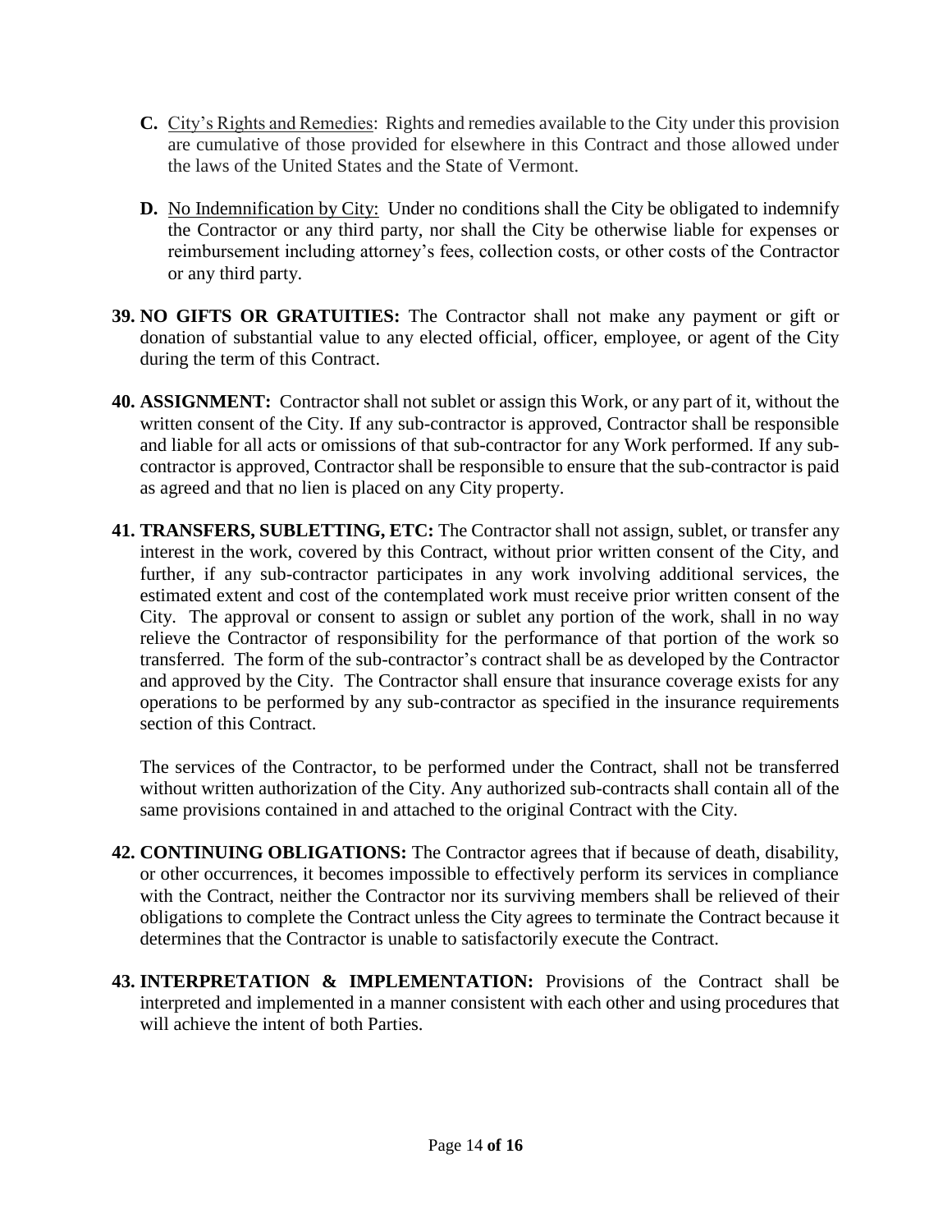**C.** <u>City's Rights and Remedies</u>: Rights and remedies available to the City under this provision are cumulative of those provided for elsewhere in this Contract and those allowed under the laws of the United States and the State of Vermont.

**D.** <u>No Indemnification by City:</u> Under no conditions shall the City be obligated to indemnify the Contractor or any third party, nor shall the City be otherwise liable for expenses or reimbursement including attorney's fees, collection costs, or other costs of the Contractor or any third party.

**39. NO GIFTS OR GRATUITIES:** The Contractor shall not make any payment or gift or donation of substantial value to any elected official, officer, employee, or agent of the City during the term of this Contract.

**40. ASSIGNMENT:** Contractor shall not sublet or assign this Work, or any part of it, without the written consent of the City. If any sub-contractor is approved, Contractor shall be responsible and liable for all acts or omissions of that sub-contractor for any Work performed. If any sub-contractor is approved, Contractor shall be responsible to ensure that the sub-contractor is paid as agreed and that no lien is placed on any City property.

**41. TRANSFERS, SUBLETTING, ETC:** The Contractor shall not assign, sublet, or transfer any interest in the work, covered by this Contract, without prior written consent of the City, and further, if any sub-contractor participates in any work involving additional services, the estimated extent and cost of the contemplated work must receive prior written consent of the City. The approval or consent to assign or sublet any portion of the work, shall in no way relieve the Contractor of responsibility for the performance of that portion of the work so transferred. The form of the sub-contractor's contract shall be as developed by the Contractor and approved by the City. The Contractor shall ensure that insurance coverage exists for any operations to be performed by any sub-contractor as specified in the insurance requirements section of this Contract.

The services of the Contractor, to be performed under the Contract, shall not be transferred without written authorization of the City. Any authorized sub-contracts shall contain all of the same provisions contained in and attached to the original Contract with the City.

**42. CONTINUING OBLIGATIONS:** The Contractor agrees that if because of death, disability, or other occurrences, it becomes impossible to effectively perform its services in compliance with the Contract, neither the Contractor nor its surviving members shall be relieved of their obligations to complete the Contract unless the City agrees to terminate the Contract because it determines that the Contractor is unable to satisfactorily execute the Contract.

**43. INTERPRETATION & IMPLEMENTATION:** Provisions of the Contract shall be interpreted and implemented in a manner consistent with each other and using procedures that will achieve the intent of both Parties.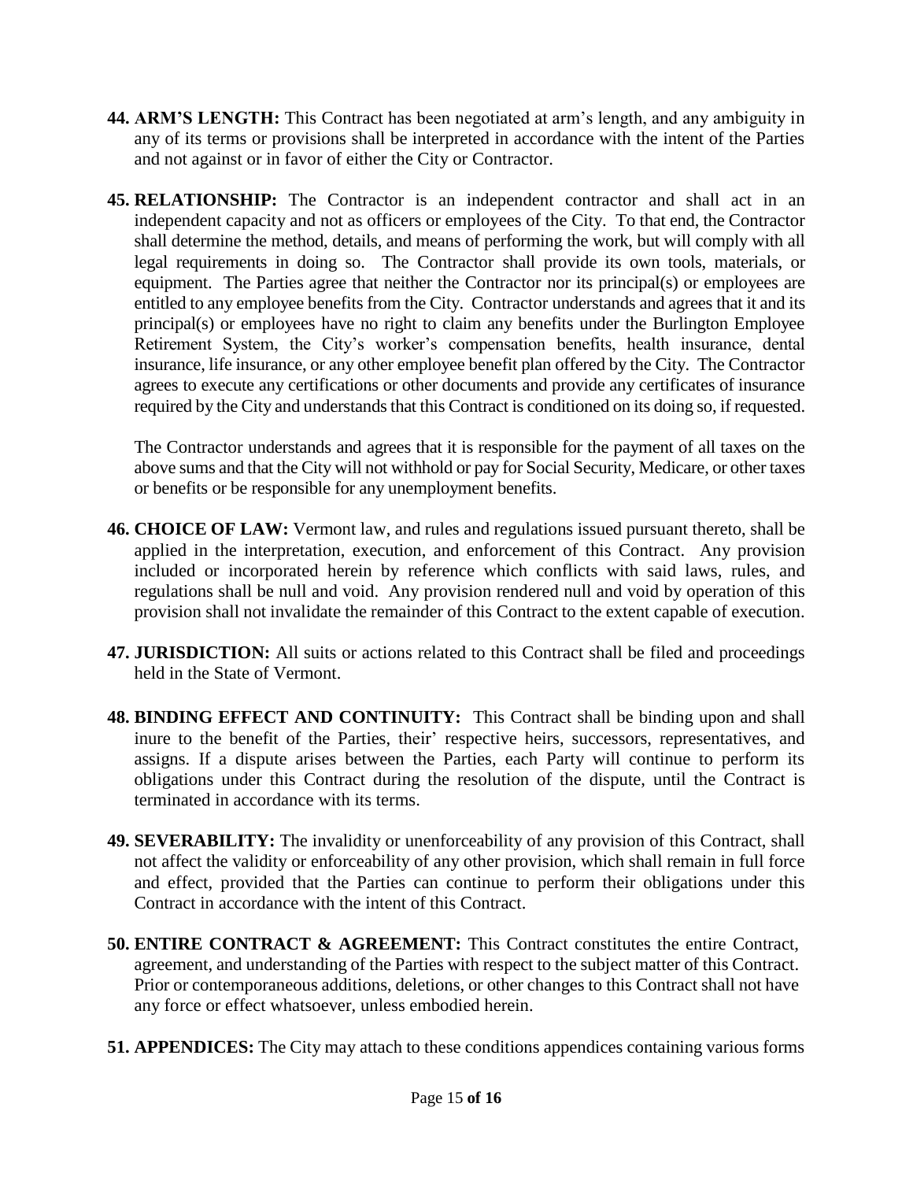**44. ARM'S LENGTH:** This Contract has been negotiated at arm's length, and any ambiguity in any of its terms or provisions shall be interpreted in accordance with the intent of the Parties and not against or in favor of either the City or Contractor.

**45. RELATIONSHIP:** The Contractor is an independent contractor and shall act in an independent capacity and not as officers or employees of the City. To that end, the Contractor shall determine the method, details, and means of performing the work, but will comply with all legal requirements in doing so. The Contractor shall provide its own tools, materials, or equipment. The Parties agree that neither the Contractor nor its principal(s) or employees are entitled to any employee benefits from the City. Contractor understands and agrees that it and its principal(s) or employees have no right to claim any benefits under the Burlington Employee Retirement System, the City's worker's compensation benefits, health insurance, dental insurance, life insurance, or any other employee benefit plan offered by the City. The Contractor agrees to execute any certifications or other documents and provide any certificates of insurance required by the City and understands that this Contract is conditioned on its doing so, if requested.

The Contractor understands and agrees that it is responsible for the payment of all taxes on the above sums and that the City will not withhold or pay for Social Security, Medicare, or other taxes or benefits or be responsible for any unemployment benefits.

**46. CHOICE OF LAW:** Vermont law, and rules and regulations issued pursuant thereto, shall be applied in the interpretation, execution, and enforcement of this Contract. Any provision included or incorporated herein by reference which conflicts with said laws, rules, and regulations shall be null and void. Any provision rendered null and void by operation of this provision shall not invalidate the remainder of this Contract to the extent capable of execution.

**47. JURISDICTION:** All suits or actions related to this Contract shall be filed and proceedings held in the State of Vermont.

**48. BINDING EFFECT AND CONTINUITY:** This Contract shall be binding upon and shall inure to the benefit of the Parties, their' respective heirs, successors, representatives, and assigns. If a dispute arises between the Parties, each Party will continue to perform its obligations under this Contract during the resolution of the dispute, until the Contract is terminated in accordance with its terms.

**49. SEVERABILITY:** The invalidity or unenforceability of any provision of this Contract, shall not affect the validity or enforceability of any other provision, which shall remain in full force and effect, provided that the Parties can continue to perform their obligations under this Contract in accordance with the intent of this Contract.

**50. ENTIRE CONTRACT & AGREEMENT:** This Contract constitutes the entire Contract, agreement, and understanding of the Parties with respect to the subject matter of this Contract. Prior or contemporaneous additions, deletions, or other changes to this Contract shall not have any force or effect whatsoever, unless embodied herein.

**51. APPENDICES:** The City may attach to these conditions appendices containing various forms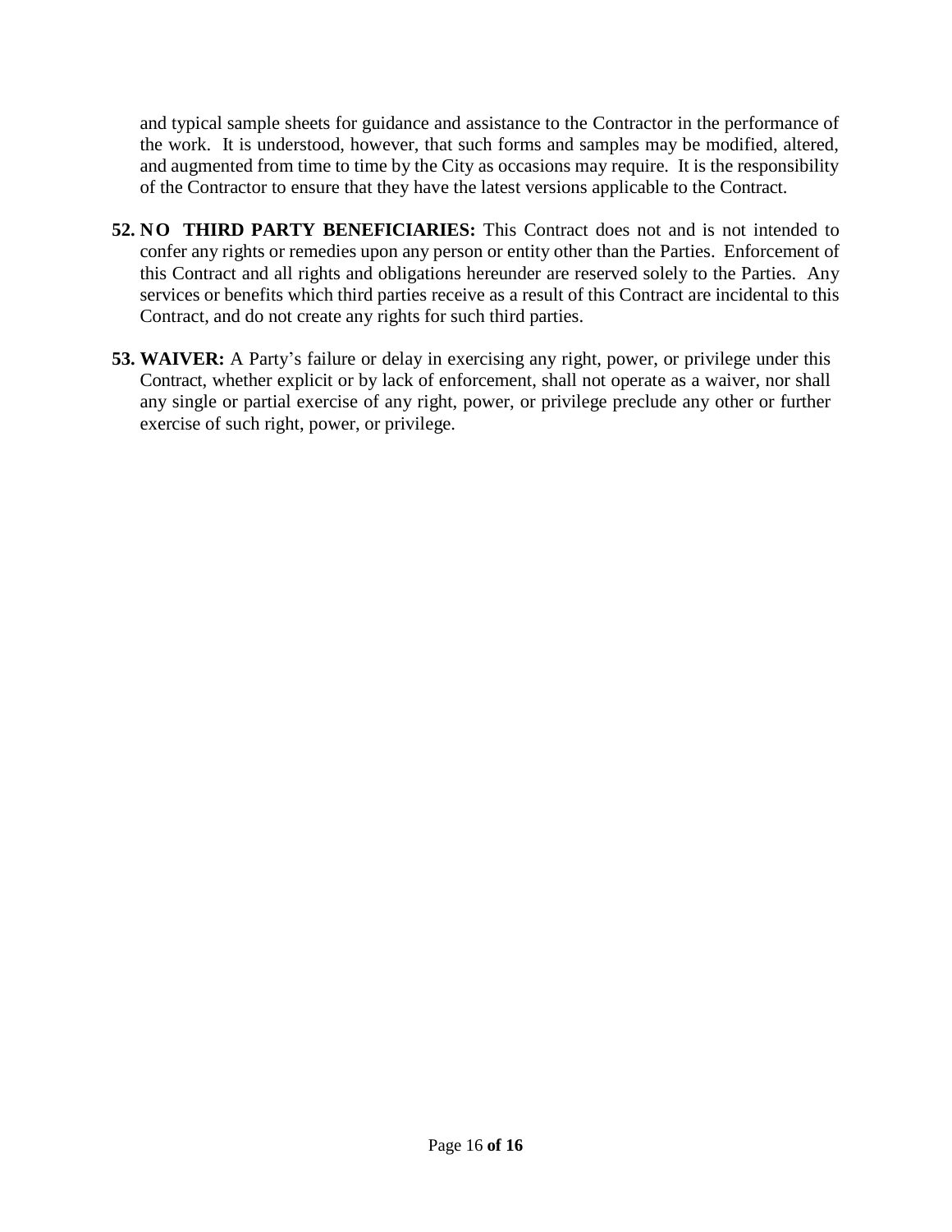and typical sample sheets for guidance and assistance to the Contractor in the performance of the work. It is understood, however, that such forms and samples may be modified, altered, and augmented from time to time by the City as occasions may require. It is the responsibility of the Contractor to ensure that they have the latest versions applicable to the Contract.

**52. NO THIRD PARTY BENEFICIARIES:** This Contract does not and is not intended to confer any rights or remedies upon any person or entity other than the Parties. Enforcement of this Contract and all rights and obligations hereunder are reserved solely to the Parties. Any services or benefits which third parties receive as a result of this Contract are incidental to this Contract, and do not create any rights for such third parties.

**53. WAIVER:** A Party's failure or delay in exercising any right, power, or privilege under this Contract, whether explicit or by lack of enforcement, shall not operate as a waiver, nor shall any single or partial exercise of any right, power, or privilege preclude any other or further exercise of such right, power, or privilege.